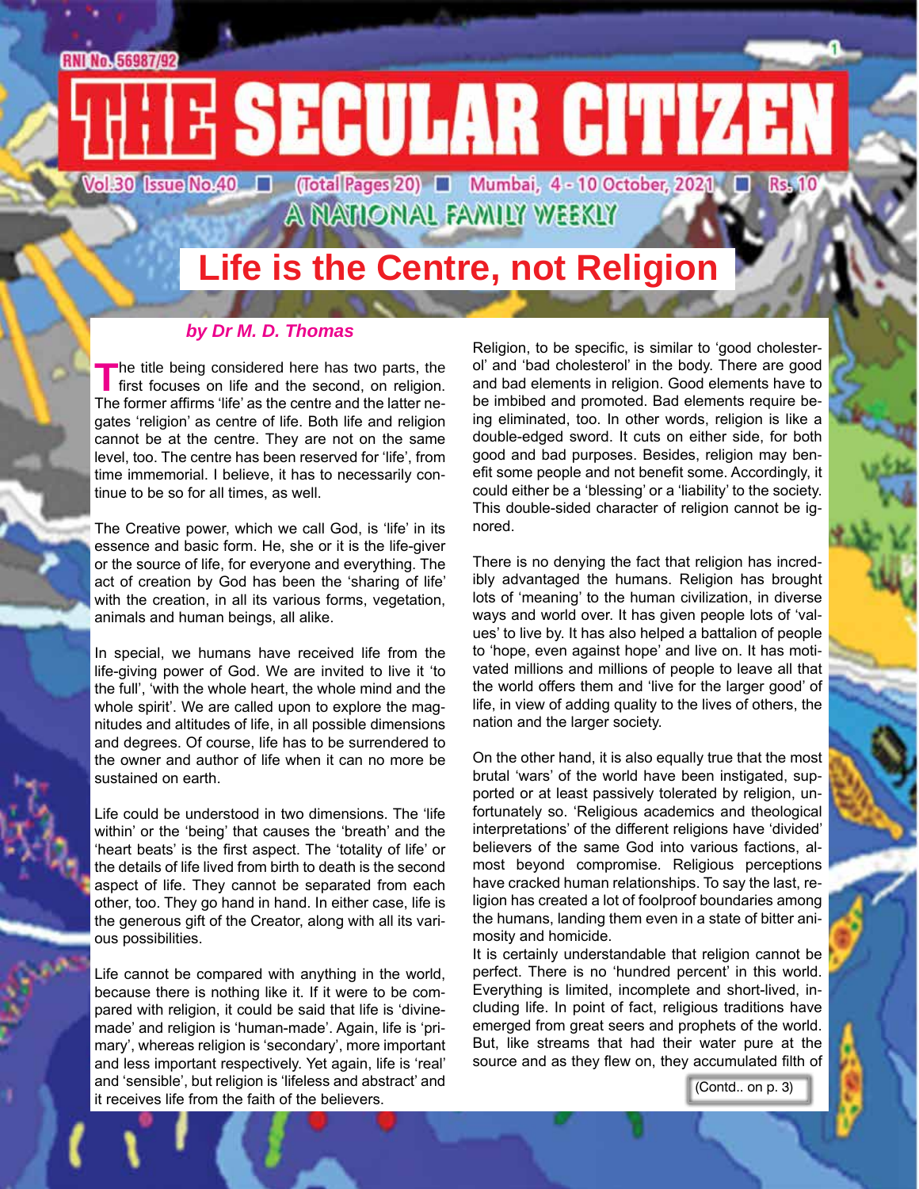# THE SECULAR CITIZEN

RNI No. 56987/92

Vol.30 Issue No.40 ■ (Total Pages 20) ■ Mumbai, 4 - 10 October, 2021 ■ Rs. 10

A NATIONAL FAMILY WEEKLY

## Life is the Centre, not Religion

***by Dr M. D. Thomas***

The title being considered here has two parts, the first focuses on life and the second, on religion. The former affirms 'life' as the centre and the latter negates 'religion' as centre of life. Both life and religion cannot be at the centre. They are not on the same level, too. The centre has been reserved for 'life', from time immemorial. I believe, it has to necessarily continue to be so for all times, as well.

The Creative power, which we call God, is 'life' in its essence and basic form. He, she or it is the life-giver or the source of life, for everyone and everything. The act of creation by God has been the 'sharing of life' with the creation, in all its various forms, vegetation, animals and human beings, all alike.

In special, we humans have received life from the life-giving power of God. We are invited to live it 'to the full', 'with the whole heart, the whole mind and the whole spirit'. We are called upon to explore the magnitudes and altitudes of life, in all possible dimensions and degrees. Of course, life has to be surrendered to the owner and author of life when it can no more be sustained on earth.

Life could be understood in two dimensions. The 'life within' or the 'being' that causes the 'breath' and the 'heart beats' is the first aspect. The 'totality of life' or the details of life lived from birth to death is the second aspect of life. They cannot be separated from each other, too. They go hand in hand. In either case, life is the generous gift of the Creator, along with all its various possibilities.

Life cannot be compared with anything in the world, because there is nothing like it. If it were to be compared with religion, it could be said that life is 'divine-made' and religion is 'human-made'. Again, life is 'primary', whereas religion is 'secondary', more important and less important respectively. Yet again, life is 'real' and 'sensible', but religion is 'lifeless and abstract' and it receives life from the faith of the believers.

Religion, to be specific, is similar to 'good cholesterol' and 'bad cholesterol' in the body. There are good and bad elements in religion. Good elements have to be imbibed and promoted. Bad elements require being eliminated, too. In other words, religion is like a double-edged sword. It cuts on either side, for both good and bad purposes. Besides, religion may benefit some people and not benefit some. Accordingly, it could either be a 'blessing' or a 'liability' to the society. This double-sided character of religion cannot be ignored.

There is no denying the fact that religion has incredibly advantaged the humans. Religion has brought lots of 'meaning' to the human civilization, in diverse ways and world over. It has given people lots of 'values' to live by. It has also helped a battalion of people to 'hope, even against hope' and live on. It has motivated millions and millions of people to leave all that the world offers them and 'live for the larger good' of life, in view of adding quality to the lives of others, the nation and the larger society.

On the other hand, it is also equally true that the most brutal 'wars' of the world have been instigated, supported or at least passively tolerated by religion, unfortunately so. 'Religious academics and theological interpretations' of the different religions have 'divided' believers of the same God into various factions, almost beyond compromise. Religious perceptions have cracked human relationships. To say the last, religion has created a lot of foolproof boundaries among the humans, landing them even in a state of bitter animosity and homicide.

It is certainly understandable that religion cannot be perfect. There is no 'hundred percent' in this world. Everything is limited, incomplete and short-lived, including life. In point of fact, religious traditions have emerged from great seers and prophets of the world. But, like streams that had their water pure at the source and as they flew on, they accumulated filth of

(Contd.. on p. 3)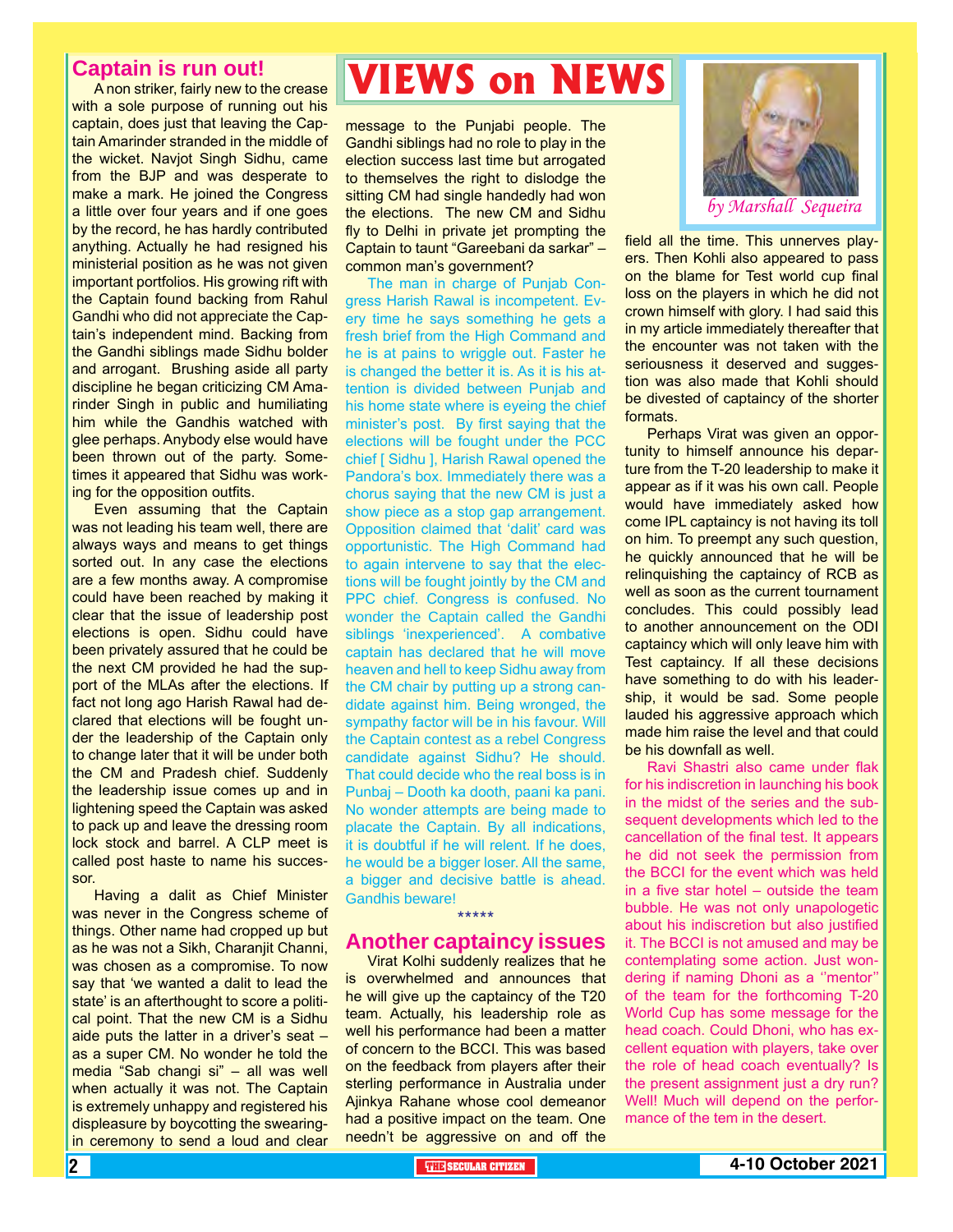# VIEWS on NEWS

*by Marshall Sequeira*

## Captain is run out!

A non striker, fairly new to the crease with a sole purpose of running out his captain, does just that leaving the Captain Amarinder stranded in the middle of the wicket. Navjot Singh Sidhu, came from the BJP and was desperate to make a mark. He joined the Congress a little over four years and if one goes by the record, he has hardly contributed anything. Actually he had resigned his ministerial position as he was not given important portfolios. His growing rift with the Captain found backing from Rahul Gandhi who did not appreciate the Captain's independent mind. Backing from the Gandhi siblings made Sidhu bolder and arrogant. Brushing aside all party discipline he began criticizing CM Amarinder Singh in public and humiliating him while the Gandhis watched with glee perhaps. Anybody else would have been thrown out of the party. Sometimes it appeared that Sidhu was working for the opposition outfits.

Even assuming that the Captain was not leading his team well, there are always ways and means to get things sorted out. In any case the elections are a few months away. A compromise could have been reached by making it clear that the issue of leadership post elections is open. Sidhu could have been privately assured that he could be the next CM provided he had the support of the MLAs after the elections. If fact not long ago Harish Rawal had declared that elections will be fought under the leadership of the Captain only to change later that it will be under both the CM and Pradesh chief. Suddenly the leadership issue comes up and in lightening speed the Captain was asked to pack up and leave the dressing room lock stock and barrel. A CLP meet is called post haste to name his successor.

Having a dalit as Chief Minister was never in the Congress scheme of things. Other name had cropped up but as he was not a Sikh, Charanjit Channi, was chosen as a compromise. To now say that 'we wanted a dalit to lead the state' is an afterthought to score a political point. That the new CM is a Sidhu aide puts the latter in a driver's seat – as a super CM. No wonder he told the media "Sab changi si" – all was well when actually it was not. The Captain is extremely unhappy and registered his displeasure by boycotting the swearing-in ceremony to send a loud and clear message to the Punjabi people. The Gandhi siblings had no role to play in the election success last time but arrogated to themselves the right to dislodge the sitting CM had single handedly had won the elections. The new CM and Sidhu fly to Delhi in private jet prompting the Captain to taunt "Gareebani da sarkar" – common man's government?

The man in charge of Punjab Congress Harish Rawal is incompetent. Every time he says something he gets a fresh brief from the High Command and he is at pains to wriggle out. Faster he is changed the better it is. As it is his attention is divided between Punjab and his home state where is eyeing the chief minister's post. By first saying that the elections will be fought under the PCC chief [ Sidhu ], Harish Rawal opened the Pandora's box. Immediately there was a chorus saying that the new CM is just a show piece as a stop gap arrangement. Opposition claimed that 'dalit' card was opportunistic. The High Command had to again intervene to say that the elections will be fought jointly by the CM and PPC chief. Congress is confused. No wonder the Captain called the Gandhi siblings 'inexperienced'. A combative captain has declared that he will move heaven and hell to keep Sidhu away from the CM chair by putting up a strong candidate against him. Being wronged, the sympathy factor will be in his favour. Will the Captain contest as a rebel Congress candidate against Sidhu? He should. That could decide who the real boss is in Punbaj – Dooth ka dooth, paani ka pani. No wonder attempts are being made to placate the Captain. By all indications, it is doubtful if he will relent. If he does, he would be a bigger loser. All the same, a bigger and decisive battle is ahead. Gandhis beware!

*****

## Another captaincy issues

Virat Kolhi suddenly realizes that he is overwhelmed and announces that he will give up the captaincy of the T20 team. Actually, his leadership role as well his performance had been a matter of concern to the BCCI. This was based on the feedback from players after their sterling performance in Australia under Ajinkya Rahane whose cool demeanor had a positive impact on the team. One needn't be aggressive on and off the field all the time. This unnerves players. Then Kohli also appeared to pass on the blame for Test world cup final loss on the players in which he did not crown himself with glory. I had said this in my article immediately thereafter that the encounter was not taken with the seriousness it deserved and suggestion was also made that Kohli should be divested of captaincy of the shorter formats.

Perhaps Virat was given an opportunity to himself announce his departure from the T-20 leadership to make it appear as if it was his own call. People would have immediately asked how come IPL captaincy is not having its toll on him. To preempt any such question, he quickly announced that he will be relinquishing the captaincy of RCB as well as soon as the current tournament concludes. This could possibly lead to another announcement on the ODI captaincy which will only leave him with Test captaincy. If all these decisions have something to do with his leadership, it would be sad. Some people lauded his aggressive approach which made him raise the level and that could be his downfall as well.

Ravi Shastri also came under flak for his indiscretion in launching his book in the midst of the series and the subsequent developments which led to the cancellation of the final test. It appears he did not seek the permission from the BCCI for the event which was held in a five star hotel – outside the team bubble. He was not only unapologetic about his indiscretion but also justified it. The BCCI is not amused and may be contemplating some action. Just wondering if naming Dhoni as a ''mentor'' of the team for the forthcoming T-20 World Cup has some message for the head coach. Could Dhoni, who has excellent equation with players, take over the role of head coach eventually? Is the present assignment just a dry run? Well! Much will depend on the performance of the tem in the desert.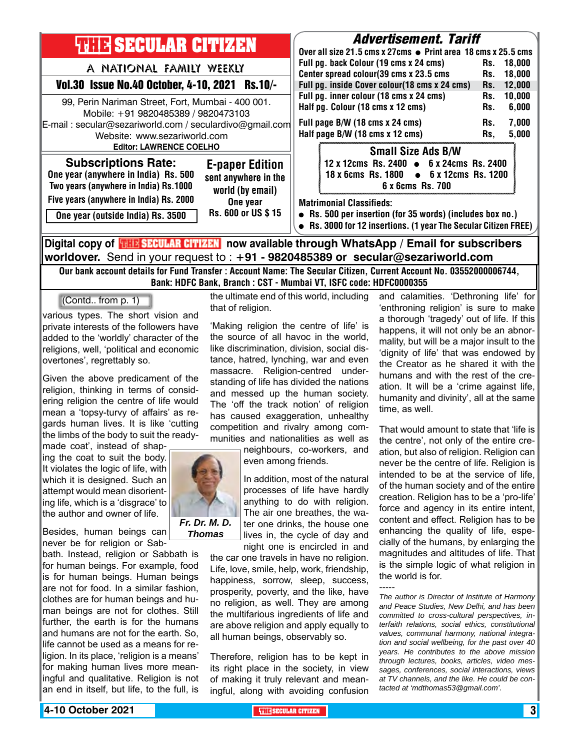# THE SECULAR CITIZEN

A NATIONAL FAMILY WEEKLY

**Vol.30 Issue No.40 October, 4-10, 2021 Rs.10/-**

99, Perin Nariman Street, Fort, Mumbai - 400 001.
Mobile: +91 9820485389 / 9820473103
E-mail : secular@sezariworld.com / seculardivo@gmail.com
Website: www.sezariworld.com
**Editor: LAWRENCE COELHO**

## Subscriptions Rate:

**One year (anywhere in India) Rs. 500**
**Two years (anywhere in India) Rs.1000**
**Five years (anywhere in India) Rs. 2000**
**One year (outside India) Rs. 3500**

## E-paper Edition

**sent anywhere in the world (by email)**
**One year**
**Rs. 600 or US $ 15**

## Advertisement. Tariff

**Over all size 21.5 cms x 27cms • Print area 18 cms x 25.5 cms**

| | | |
|---|---|---|
| Full pg. back Colour (19 cms x 24 cms) | Rs. | 18,000 |
| Center spread colour(39 cms x 23.5 cms | Rs. | 18,000 |
| Full pg. inside Cover colour(18 cms x 24 cms) | Rs. | 12,000 |
| Full pg. inner colour (18 cms x 24 cms) | Rs. | 10,000 |
| Half pg. Colour (18 cms x 12 cms) | Rs. | 6,000 |
| Full page B/W (18 cms x 24 cms) | Rs. | 7,000 |
| Half page B/W (18 cms x 12 cms) | Rs, | 5,000 |

### Small Size Ads B/W

**12 x 12cms Rs. 2400 • 6 x 24cms Rs. 2400**
**18 x 6cms Rs. 1800 • 6 x 12cms Rs. 1200**
**6 x 6cms Rs. 700**

**Matrimonial Classifieds:**

- **Rs. 500 per insertion (for 35 words) (includes box no.)**
- **Rs. 3000 for 12 insertions. (1 year The Secular Citizen FREE)**

**Digital copy of THE SECULAR CITIZEN now available through WhatsApp / Email for subscribers worldover.** Send in your request to : **+91 - 9820485389 or secular@sezariworld.com**

**Our bank account details for Fund Transfer : Account Name: The Secular Citizen, Current Account No. 03552000006744, Bank: HDFC Bank, Branch : CST - Mumbai VT, ISFC code: HDFC0000355**

---

(Contd.. from p. 1)

various types. The short vision and private interests of the followers have added to the 'worldly' character of the religions, well, 'political and economic overtones', regrettably so.

Given the above predicament of the religion, thinking in terms of considering religion the centre of life would mean a 'topsy-turvy of affairs' as regards human lives. It is like 'cutting the limbs of the body to suit the ready-made coat', instead of shaping the coat to suit the body. It violates the logic of life, with which it is designed. Such an attempt would mean disorienting life, which is a 'disgrace' to the author and owner of life.

*Fr. Dr. M. D. Thomas*

Besides, human beings can never be for religion or Sabbath. Instead, religion or Sabbath is for human beings. For example, food is for human beings. Human beings are not for food. In a similar fashion, clothes are for human beings and human beings are not for clothes. Still further, the earth is for the humans and humans are not for the earth. So, life cannot be used as a means for religion. In its place, 'religion is a means' for making human lives more meaningful and qualitative. Religion is not an end in itself, but life, to the full, is the ultimate end of this world, including that of religion.

'Making religion the centre of life' is the source of all havoc in the world, like discrimination, division, social distance, hatred, lynching, war and even massacre. Religion-centred understanding of life has divided the nations and messed up the human society. The 'off the track notion' of religion has caused exaggeration, unhealthy competition and rivalry among communities and nationalities as well as neighbours, co-workers, and even among friends.

In addition, most of the natural processes of life have hardly anything to do with religion. The air one breathes, the water one drinks, the house one lives in, the cycle of day and night one is encircled in and the car one travels in have no religion. Life, love, smile, help, work, friendship, happiness, sorrow, sleep, success, prosperity, poverty, and the like, have no religion, as well. They are among the multifarious ingredients of life and are above religion and apply equally to all human beings, observably so.

Therefore, religion has to be kept in its right place in the society, in view of making it truly relevant and meaningful, along with avoiding confusion and calamities. 'Dethroning life' for 'enthroning religion' is sure to make a thorough 'tragedy' out of life. If this happens, it will not only be an abnormality, but will be a major insult to the 'dignity of life' that was endowed by the Creator as he shared it with the humans and with the rest of the creation. It will be a 'crime against life, humanity and divinity', all at the same time, as well.

That would amount to state that 'life is the centre', not only of the entire creation, but also of religion. Religion can never be the centre of life. Religion is intended to be at the service of life, of the human society and of the entire creation. Religion has to be a 'pro-life' force and agency in its entire intent, content and effect. Religion has to be enhancing the quality of life, especially of the humans, by enlarging the magnitudes and altitudes of life. That is the simple logic of what religion in the world is for.

-----

*The author is Director of Institute of Harmony and Peace Studies, New Delhi, and has been committed to cross-cultural perspectives, interfaith relations, social ethics, constitutional values, communal harmony, national integration and social wellbeing, for the past over 40 years. He contributes to the above mission through lectures, books, articles, video messages, conferences, social interactions, views at TV channels, and the like. He could be contacted at 'mdthomas53@gmail.com'.*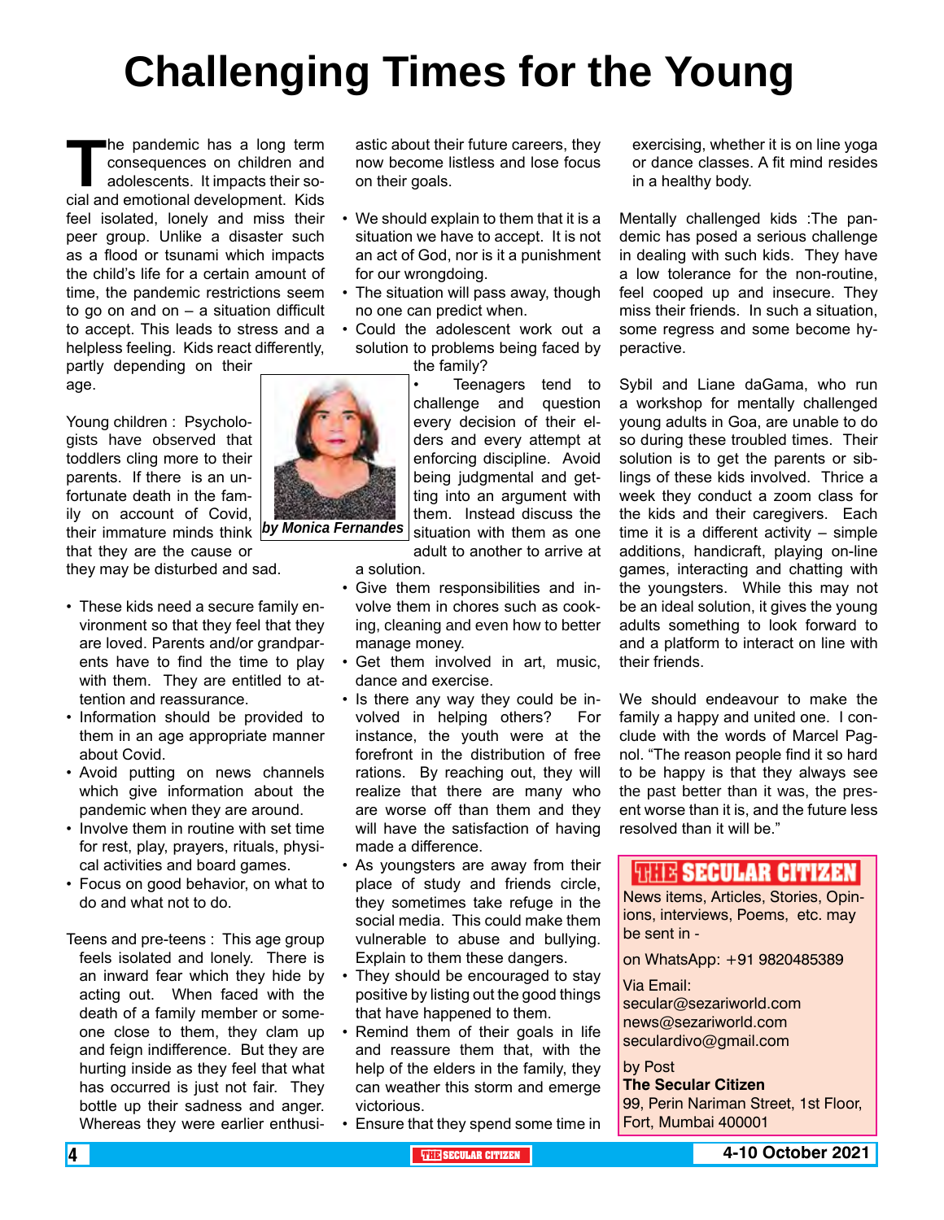# Challenging Times for the Young

*by Monica Fernandes*

The pandemic has a long term consequences on children and adolescents. It impacts their social and emotional development. Kids feel isolated, lonely and miss their peer group. Unlike a disaster such as a flood or tsunami which impacts the child's life for a certain amount of time, the pandemic restrictions seem to go on and on – a situation difficult to accept. This leads to stress and a helpless feeling. Kids react differently, partly depending on their age.

Young children : Psychologists have observed that toddlers cling more to their parents. If there is an unfortunate death in the family on account of Covid, their immature minds think that they are the cause or they may be disturbed and sad.

- These kids need a secure family environment so that they feel that they are loved. Parents and/or grandparents have to find the time to play with them. They are entitled to attention and reassurance.
- Information should be provided to them in an age appropriate manner about Covid.
- Avoid putting on news channels which give information about the pandemic when they are around.
- Involve them in routine with set time for rest, play, prayers, rituals, physical activities and board games.
- Focus on good behavior, on what to do and what not to do.

Teens and pre-teens : This age group feels isolated and lonely. There is an inward fear which they hide by acting out. When faced with the death of a family member or someone close to them, they clam up and feign indifference. But they are hurting inside as they feel that what has occurred is just not fair. They bottle up their sadness and anger. Whereas they were earlier enthusiastic about their future careers, they now become listless and lose focus on their goals.

- We should explain to them that it is a situation we have to accept. It is not an act of God, nor is it a punishment for our wrongdoing.
- The situation will pass away, though no one can predict when.
- Could the adolescent work out a solution to problems being faced by the family?
- Teenagers tend to challenge and question every decision of their elders and every attempt at enforcing discipline. Avoid being judgmental and getting into an argument with them. Instead discuss the situation with them as one adult to another to arrive at a solution.
- Give them responsibilities and involve them in chores such as cooking, cleaning and even how to better manage money.
- Get them involved in art, music, dance and exercise.
- Is there any way they could be involved in helping others? For instance, the youth were at the forefront in the distribution of free rations. By reaching out, they will realize that there are many who are worse off than them and they will have the satisfaction of having made a difference.
- As youngsters are away from their place of study and friends circle, they sometimes take refuge in the social media. This could make them vulnerable to abuse and bullying. Explain to them these dangers.
- They should be encouraged to stay positive by listing out the good things that have happened to them.
- Remind them of their goals in life and reassure them that, with the help of the elders in the family, they can weather this storm and emerge victorious.
- Ensure that they spend some time in exercising, whether it is on line yoga or dance classes. A fit mind resides in a healthy body.

Mentally challenged kids :The pandemic has posed a serious challenge in dealing with such kids. They have a low tolerance for the non-routine, feel cooped up and insecure. They miss their friends. In such a situation, some regress and some become hyperactive.

Sybil and Liane daGama, who run a workshop for mentally challenged young adults in Goa, are unable to do so during these troubled times. Their solution is to get the parents or siblings of these kids involved. Thrice a week they conduct a zoom class for the kids and their caregivers. Each time it is a different activity – simple additions, handicraft, playing on-line games, interacting and chatting with the youngsters. While this may not be an ideal solution, it gives the young adults something to look forward to and a platform to interact on line with their friends.

We should endeavour to make the family a happy and united one. I conclude with the words of Marcel Pagnol. "The reason people find it so hard to be happy is that they always see the past better than it was, the present worse than it is, and the future less resolved than it will be."

---

**THE SECULAR CITIZEN**

News items, Articles, Stories, Opinions, interviews, Poems, etc. may be sent in -

on WhatsApp: +91 9820485389

Via Email:
secular@sezariworld.com
news@sezariworld.com
seculardivo@gmail.com

by Post
**The Secular Citizen**
99, Perin Nariman Street, 1st Floor,
Fort, Mumbai 400001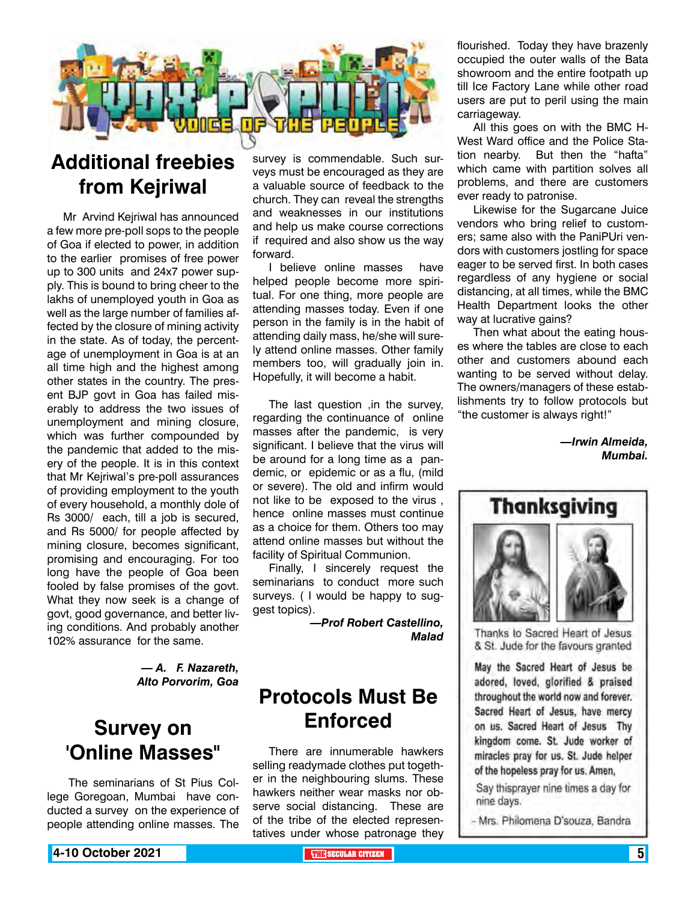# VOX POPULI — VOICE OF THE PEOPLE

## Additional freebies from Kejriwal

Mr Arvind Kejriwal has announced a few more pre-poll sops to the people of Goa if elected to power, in addition to the earlier promises of free power up to 300 units and 24x7 power supply. This is bound to bring cheer to the lakhs of unemployed youth in Goa as well as the large number of families affected by the closure of mining activity in the state. As of today, the percentage of unemployment in Goa is at an all time high and the highest among other states in the country. The present BJP govt in Goa has failed miserably to address the two issues of unemployment and mining closure, which was further compounded by the pandemic that added to the misery of the people. It is in this context that Mr Kejriwal's pre-poll assurances of providing employment to the youth of every household, a monthly dole of Rs 3000/ each, till a job is secured, and Rs 5000/ for people affected by mining closure, becomes significant, promising and encouraging. For too long have the people of Goa been fooled by false promises of the govt. What they now seek is a change of govt, good governance, and better living conditions. And probably another 102% assurance for the same.

***— A. F. Nazareth, Alto Porvorim, Goa***

## Survey on 'Online Masses"

The seminarians of St Pius College Goregaon, Mumbai have conducted a survey on the experience of people attending online masses. The survey is commendable. Such surveys must be encouraged as they are a valuable source of feedback to the church. They can reveal the strengths and weaknesses in our institutions and help us make course corrections if required and also show us the way forward.

I believe online masses have helped people become more spiritual. For one thing, more people are attending masses today. Even if one person in the family is in the habit of attending daily mass, he/she will surely attend online masses. Other family members too, will gradually join in. Hopefully, it will become a habit.

The last question ,in the survey, regarding the continuance of online masses after the pandemic, is very significant. I believe that the virus will be around for a long time as a pandemic, or epidemic or as a flu, (mild or severe). The old and infirm would not like to be exposed to the virus , hence online masses must continue as a choice for them. Others too may attend online masses but without the facility of Spiritual Communion.

Finally, I sincerely request the seminarians to conduct more such surveys. ( I would be happy to suggest topics).

***—Prof Robert Castellino, Malad***

## Protocols Must Be Enforced

There are innumerable hawkers selling readymade clothes put together in the neighbouring slums. These hawkers neither wear masks nor observe social distancing. These are of the tribe of the elected representatives under whose patronage they flourished. Today they have brazenly occupied the outer walls of the Bata showroom and the entire footpath up till Ice Factory Lane while other road users are put to peril using the main carriageway.

All this goes on with the BMC H-West Ward office and the Police Station nearby. But then the "hafta" which came with partition solves all problems, and there are customers ever ready to patronise.

Likewise for the Sugarcane Juice vendors who bring relief to customers; same also with the PaniPUri vendors with customers jostling for space eager to be served first. In both cases regardless of any hygiene or social distancing, at all times, while the BMC Health Department looks the other way at lucrative gains?

Then what about the eating houses where the tables are close to each other and customers abound each wanting to be served without delay. The owners/managers of these establishments try to follow protocols but "the customer is always right!"

***—Irwin Almeida, Mumbai.***

## Thanksgiving

Thanks to Sacred Heart of Jesus & St. Jude for the favours granted

May the Sacred Heart of Jesus be adored, loved, glorified & praised throughout the world now and forever. Sacred Heart of Jesus, have mercy on us. Sacred Heart of Jesus Thy kingdom come. St. Jude worker of miracles pray for us. St. Jude helper of the hopeless pray for us. Amen,

Say thisprayer nine times a day for nine days.

- Mrs. Philomena D'souza, Bandra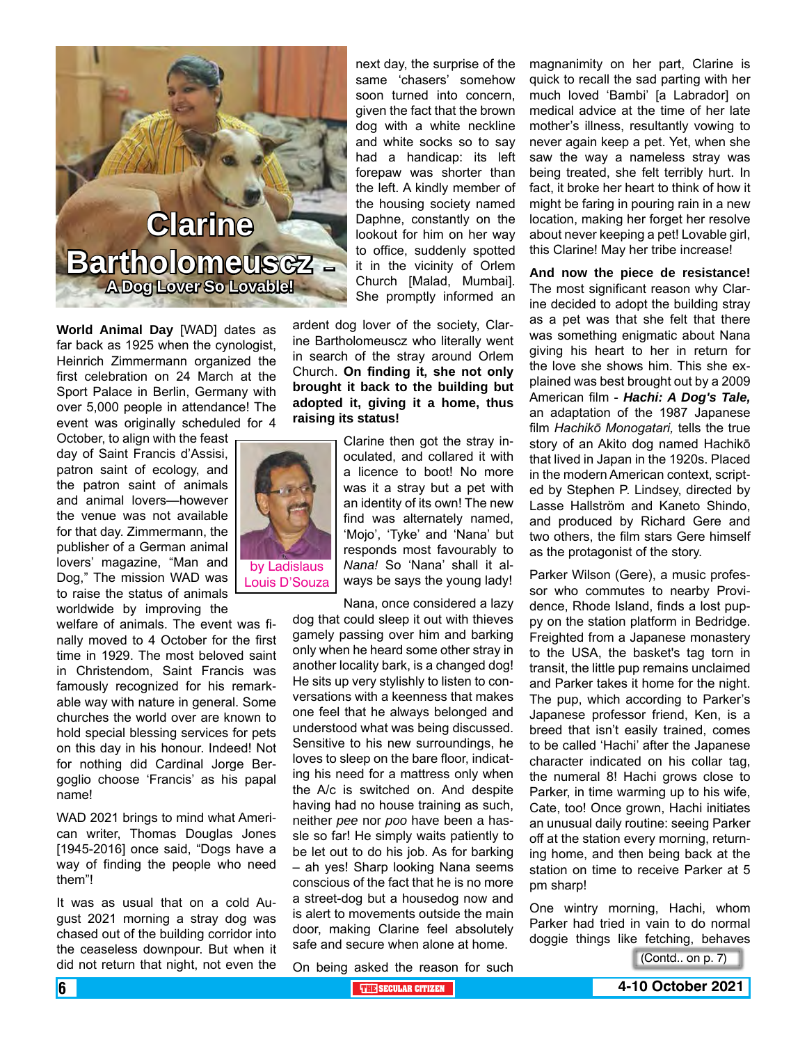# Clarine Bartholomeuscz – A Dog Lover So Lovable!

by Ladislaus Louis D'Souza

**World Animal Day** [WAD] dates as far back as 1925 when the cynologist, Heinrich Zimmermann organized the first celebration on 24 March at the Sport Palace in Berlin, Germany with over 5,000 people in attendance! The event was originally scheduled for 4 October, to align with the feast day of Saint Francis d'Assisi, patron saint of ecology, and the patron saint of animals and animal lovers—however the venue was not available for that day. Zimmermann, the publisher of a German animal lovers' magazine, "Man and Dog," The mission WAD was to raise the status of animals worldwide by improving the welfare of animals. The event was finally moved to 4 October for the first time in 1929. The most beloved saint in Christendom, Saint Francis was famously recognized for his remarkable way with nature in general. Some churches the world over are known to hold special blessing services for pets on this day in his honour. Indeed! Not for nothing did Cardinal Jorge Bergoglio choose 'Francis' as his papal name!

WAD 2021 brings to mind what American writer, Thomas Douglas Jones [1945-2016] once said, "Dogs have a way of finding the people who need them"!

It was as usual that on a cold August 2021 morning a stray dog was chased out of the building corridor into the ceaseless downpour. But when it did not return that night, not even the next day, the surprise of the same 'chasers' somehow soon turned into concern, given the fact that the brown dog with a white neckline and white socks so to say had a handicap: its left forepaw was shorter than the left. A kindly member of the housing society named Daphne, constantly on the lookout for him on her way to office, suddenly spotted it in the vicinity of Orlem Church [Malad, Mumbai]. She promptly informed an ardent dog lover of the society, Clarine Bartholomeuscz who literally went in search of the stray around Orlem Church. **On finding it, she not only brought it back to the building but adopted it, giving it a home, thus raising its status!**

Clarine then got the stray inoculated, and collared it with a licence to boot! No more was it a stray but a pet with an identity of its own! The new find was alternately named, 'Mojo', 'Tyke' and 'Nana' but responds most favourably to *Nana!* So 'Nana' shall it always be says the young lady!

Nana, once considered a lazy dog that could sleep it out with thieves gamely passing over him and barking only when he heard some other stray in another locality bark, is a changed dog! He sits up very stylishly to listen to conversations with a keenness that makes one feel that he always belonged and understood what was being discussed. Sensitive to his new surroundings, he loves to sleep on the bare floor, indicating his need for a mattress only when the A/c is switched on. And despite having had no house training as such, neither *pee* nor *poo* have been a hassle so far! He simply waits patiently to be let out to do his job. As for barking – ah yes! Sharp looking Nana seems conscious of the fact that he is no more a street-dog but a housedog now and is alert to movements outside the main door, making Clarine feel absolutely safe and secure when alone at home.

On being asked the reason for such magnanimity on her part, Clarine is quick to recall the sad parting with her much loved 'Bambi' [a Labrador] on medical advice at the time of her late mother's illness, resultantly vowing to never again keep a pet. Yet, when she saw the way a nameless stray was being treated, she felt terribly hurt. In fact, it broke her heart to think of how it might be faring in pouring rain in a new location, making her forget her resolve about never keeping a pet! Lovable girl, this Clarine! May her tribe increase!

**And now the piece de resistance!** The most significant reason why Clarine decided to adopt the building stray as a pet was that she felt that there was something enigmatic about Nana giving his heart to her in return for the love she shows him. This she explained was best brought out by a 2009 American film - ***Hachi: A Dog's Tale,*** an adaptation of the 1987 Japanese film *Hachikō Monogatari,* tells the true story of an Akito dog named Hachikō that lived in Japan in the 1920s. Placed in the modern American context, scripted by Stephen P. Lindsey, directed by Lasse Hallström and Kaneto Shindo, and produced by Richard Gere and two others, the film stars Gere himself as the protagonist of the story.

Parker Wilson (Gere), a music professor who commutes to nearby Providence, Rhode Island, finds a lost puppy on the station platform in Bedridge. Freighted from a Japanese monastery to the USA, the basket's tag torn in transit, the little pup remains unclaimed and Parker takes it home for the night. The pup, which according to Parker's Japanese professor friend, Ken, is a breed that isn't easily trained, comes to be called 'Hachi' after the Japanese character indicated on his collar tag, the numeral 8! Hachi grows close to Parker, in time warming up to his wife, Cate, too! Once grown, Hachi initiates an unusual daily routine: seeing Parker off at the station every morning, returning home, and then being back at the station on time to receive Parker at 5 pm sharp!

One wintry morning, Hachi, whom Parker had tried in vain to do normal doggie things like fetching, behaves

(Contd.. on p. 7)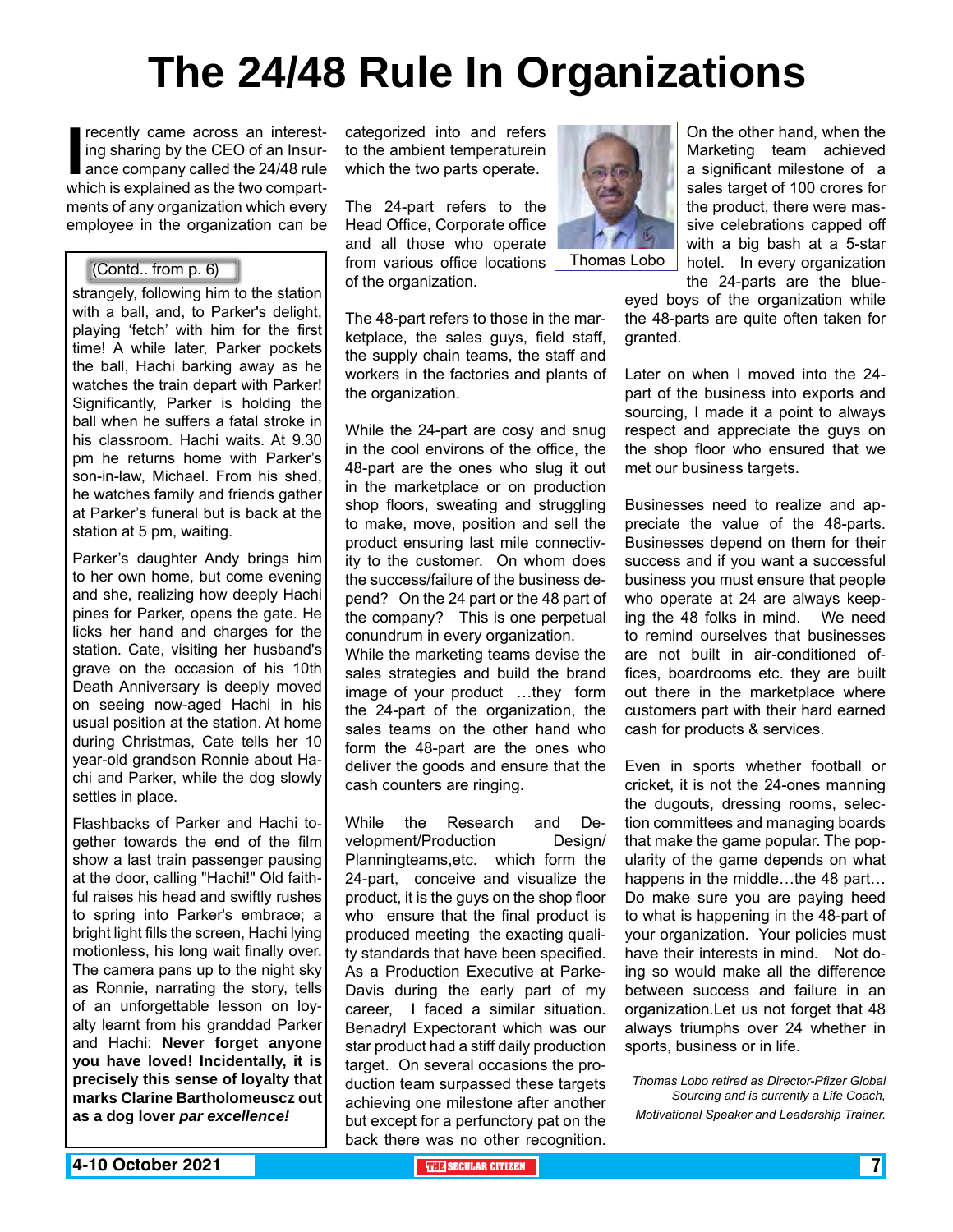# The 24/48 Rule In Organizations

I recently came across an interesting sharing by the CEO of an Insurance company called the 24/48 rule which is explained as the two compartments of any organization which every employee in the organization can be categorized into and refers to the ambient temperaturein which the two parts operate.

The 24-part refers to the Head Office, Corporate office and all those who operate from various office locations of the organization.

The 48-part refers to those in the marketplace, the sales guys, field staff, the supply chain teams, the staff and workers in the factories and plants of the organization.

While the 24-part are cosy and snug in the cool environs of the office, the 48-part are the ones who slug it out in the marketplace or on production shop floors, sweating and struggling to make, move, position and sell the product ensuring last mile connectivity to the customer. On whom does the success/failure of the business depend? On the 24 part or the 48 part of the company? This is one perpetual conundrum in every organization.

While the marketing teams devise the sales strategies and build the brand image of your product …they form the 24-part of the organization, the sales teams on the other hand who form the 48-part are the ones who deliver the goods and ensure that the cash counters are ringing.

While the Research and Development/Production Design/Planningteams,etc. which form the 24-part, conceive and visualize the product, it is the guys on the shop floor who ensure that the final product is produced meeting the exacting quality standards that have been specified. As a Production Executive at Parke-Davis during the early part of my career, I faced a similar situation. Benadryl Expectorant which was our star product had a stiff daily production target. On several occasions the production team surpassed these targets achieving one milestone after another but except for a perfunctory pat on the back there was no other recognition.

Thomas Lobo

On the other hand, when the Marketing team achieved a significant milestone of a sales target of 100 crores for the product, there were massive celebrations capped off with a big bash at a 5-star hotel. In every organization the 24-parts are the blue-eyed boys of the organization while the 48-parts are quite often taken for granted.

Later on when I moved into the 24-part of the business into exports and sourcing, I made it a point to always respect and appreciate the guys on the shop floor who ensured that we met our business targets.

Businesses need to realize and appreciate the value of the 48-parts. Businesses depend on them for their success and if you want a successful business you must ensure that people who operate at 24 are always keeping the 48 folks in mind. We need to remind ourselves that businesses are not built in air-conditioned offices, boardrooms etc. they are built out there in the marketplace where customers part with their hard earned cash for products & services.

Even in sports whether football or cricket, it is not the 24-ones manning the dugouts, dressing rooms, selection committees and managing boards that make the game popular. The popularity of the game depends on what happens in the middle…the 48 part… Do make sure you are paying heed to what is happening in the 48-part of your organization. Your policies must have their interests in mind. Not doing so would make all the difference between success and failure in an organization.Let us not forget that 48 always triumphs over 24 whether in sports, business or in life.

*Thomas Lobo retired as Director-Pfizer Global Sourcing and is currently a Life Coach, Motivational Speaker and Leadership Trainer.*

---

(Contd.. from p. 6)

strangely, following him to the station with a ball, and, to Parker's delight, playing 'fetch' with him for the first time! A while later, Parker pockets the ball, Hachi barking away as he watches the train depart with Parker! Significantly, Parker is holding the ball when he suffers a fatal stroke in his classroom. Hachi waits. At 9.30 pm he returns home with Parker's son-in-law, Michael. From his shed, he watches family and friends gather at Parker's funeral but is back at the station at 5 pm, waiting.

Parker's daughter Andy brings him to her own home, but come evening and she, realizing how deeply Hachi pines for Parker, opens the gate. He licks her hand and charges for the station. Cate, visiting her husband's grave on the occasion of his 10th Death Anniversary is deeply moved on seeing now-aged Hachi in his usual position at the station. At home during Christmas, Cate tells her 10 year-old grandson Ronnie about Hachi and Parker, while the dog slowly settles in place.

Flashbacks of Parker and Hachi together towards the end of the film show a last train passenger pausing at the door, calling "Hachi!" Old faithful raises his head and swiftly rushes to spring into Parker's embrace; a bright light fills the screen, Hachi lying motionless, his long wait finally over. The camera pans up to the night sky as Ronnie, narrating the story, tells of an unforgettable lesson on loyalty learnt from his granddad Parker and Hachi: **Never forget anyone you have loved! Incidentally, it is precisely this sense of loyalty that marks Clarine Bartholomeuscz out as a dog lover *par excellence!***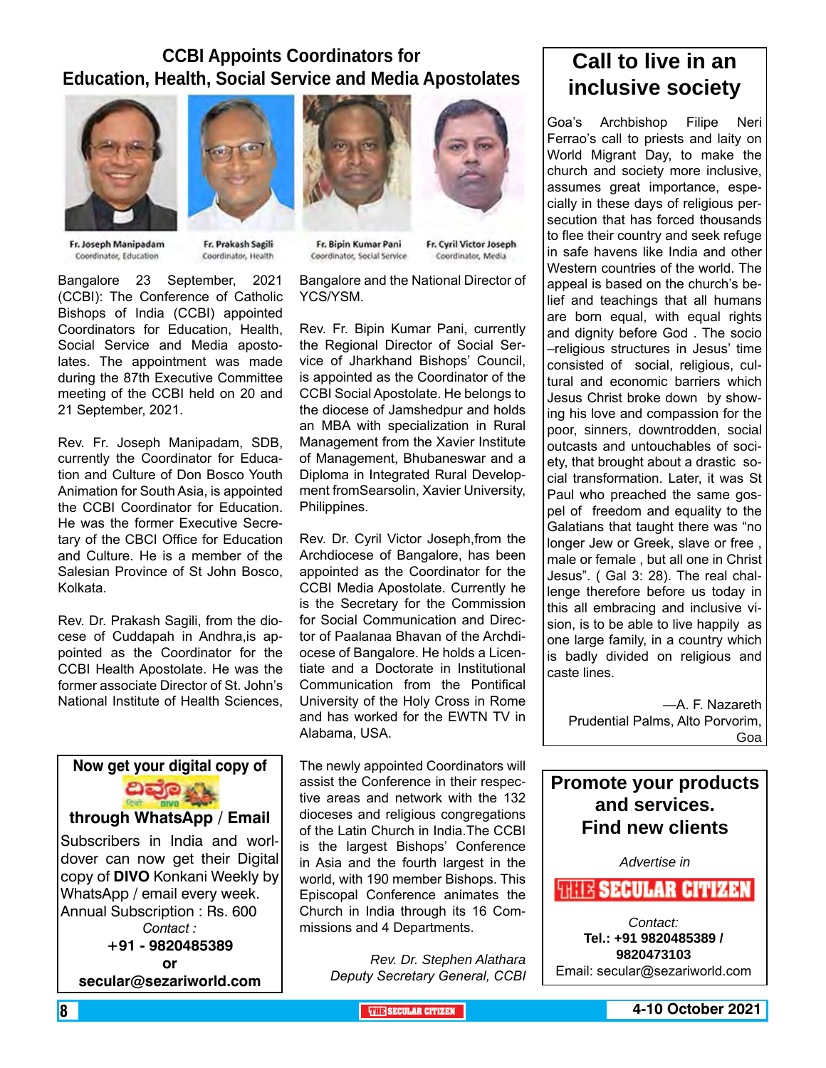# CCBI Appoints Coordinators for Education, Health, Social Service and Media Apostolates

Fr. Joseph Manipadam
Coordinator, Education

Fr. Prakash Sagili
Coordinator, Health

Fr. Bipin Kumar Pani
Coordinator, Social Service

Fr. Cyril Victor Joseph
Coordinator, Media

Bangalore 23 September, 2021 (CCBI): The Conference of Catholic Bishops of India (CCBI) appointed Coordinators for Education, Health, Social Service and Media apostolates. The appointment was made during the 87th Executive Committee meeting of the CCBI held on 20 and 21 September, 2021.

Rev. Fr. Joseph Manipadam, SDB, currently the Coordinator for Education and Culture of Don Bosco Youth Animation for South Asia, is appointed the CCBI Coordinator for Education. He was the former Executive Secretary of the CBCI Office for Education and Culture. He is a member of the Salesian Province of St John Bosco, Kolkata.

Rev. Dr. Prakash Sagili, from the diocese of Cuddapah in Andhra,is appointed as the Coordinator for the CCBI Health Apostolate. He was the former associate Director of St. John's National Institute of Health Sciences, Bangalore and the National Director of YCS/YSM.

Rev. Fr. Bipin Kumar Pani, currently the Regional Director of Social Service of Jharkhand Bishops' Council, is appointed as the Coordinator of the CCBI Social Apostolate. He belongs to the diocese of Jamshedpur and holds an MBA with specialization in Rural Management from the Xavier Institute of Management, Bhubaneswar and a Diploma in Integrated Rural Development fromSearsolin, Xavier University, Philippines.

Rev. Dr. Cyril Victor Joseph,from the Archdiocese of Bangalore, has been appointed as the Coordinator for the CCBI Media Apostolate. Currently he is the Secretary for the Commission for Social Communication and Director of Paalanaa Bhavan of the Archdiocese of Bangalore. He holds a Licentiate and a Doctorate in Institutional Communication from the Pontifical University of the Holy Cross in Rome and has worked for the EWTN TV in Alabama, USA.

The newly appointed Coordinators will assist the Conference in their respective areas and network with the 132 dioceses and religious congregations of the Latin Church in India.The CCBI is the largest Bishops' Conference in Asia and the fourth largest in the world, with 190 member Bishops. This Episcopal Conference animates the Church in India through its 16 Commissions and 4 Departments.

*Rev. Dr. Stephen Alathara*
*Deputy Secretary General, CCBI*

---

**Now get your digital copy of**

**DIVO**

**through WhatsApp / Email**

Subscribers in India and worldover can now get their Digital copy of **DIVO** Konkani Weekly by WhatsApp / email every week.
Annual Subscription : Rs. 600

*Contact :*
**+91 - 9820485389**
**or**
**secular@sezariworld.com**

---

# Call to live in an inclusive society

Goa's Archbishop Filipe Neri Ferrao's call to priests and laity on World Migrant Day, to make the church and society more inclusive, assumes great importance, especially in these days of religious persecution that has forced thousands to flee their country and seek refuge in safe havens like India and other Western countries of the world. The appeal is based on the church's belief and teachings that all humans are born equal, with equal rights and dignity before God . The socio –religious structures in Jesus' time consisted of social, religious, cultural and economic barriers which Jesus Christ broke down by showing his love and compassion for the poor, sinners, downtrodden, social outcasts and untouchables of society, that brought about a drastic social transformation. Later, it was St Paul who preached the same gospel of freedom and equality to the Galatians that taught there was "no longer Jew or Greek, slave or free , male or female , but all one in Christ Jesus". ( Gal 3: 28). The real challenge therefore before us today in this all embracing and inclusive vision, is to be able to live happily as one large family, in a country which is badly divided on religious and caste lines.

—A. F. Nazareth
Prudential Palms, Alto Porvorim,
Goa

---

**Promote your products and services.**
**Find new clients**

*Advertise in*

**THE SECULAR CITIZEN**

*Contact:*
**Tel.: +91 9820485389 / 9820473103**
Email: secular@sezariworld.com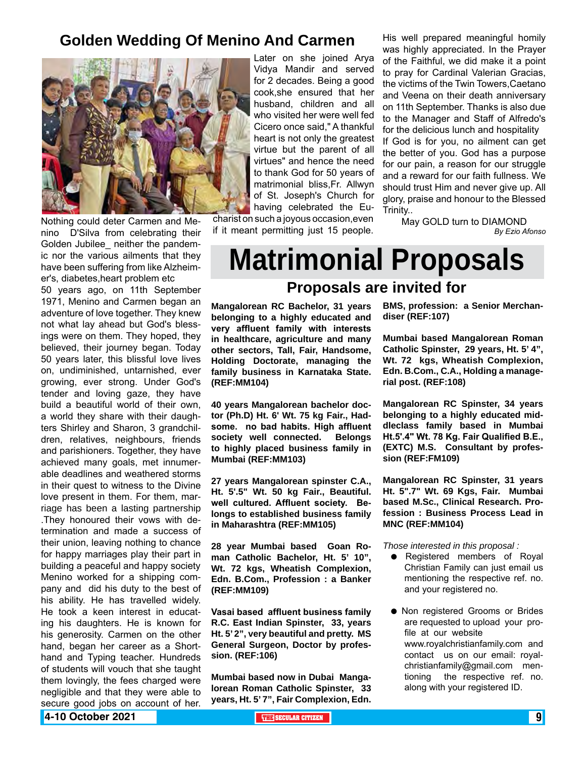# Golden Wedding Of Menino And Carmen

Nothing could deter Carmen and Menino D'Silva from celebrating their Golden Jubilee_ neither the pandemic nor the various ailments that they have been suffering from like Alzheimer's, diabetes,heart problem etc

50 years ago, on 11th September 1971, Menino and Carmen began an adventure of love together. They knew not what lay ahead but God's blessings were on them. They hoped, they believed, their journey began. Today 50 years later, this blissful love lives on, undiminished, untarnished, ever growing, ever strong. Under God's tender and loving gaze, they have build a beautiful world of their own, a world they share with their daughters Shirley and Sharon, 3 grandchildren, relatives, neighbours, friends and parishioners. Together, they have achieved many goals, met innumerable deadlines and weathered storms in their quest to witness to the Divine love present in them. For them, marriage has been a lasting partnership .They honoured their vows with determination and made a success of their union, leaving nothing to chance for happy marriages play their part in building a peaceful and happy society Menino worked for a shipping company and did his duty to the best of his ability. He has travelled widely. He took a keen interest in educating his daughters. He is known for his generosity. Carmen on the other hand, began her career as a Shorthand and Typing teacher. Hundreds of students will vouch that she taught them lovingly, the fees charged were negligible and that they were able to secure good jobs on account of her. Later on she joined Arya Vidya Mandir and served for 2 decades. Being a good cook,she ensured that her husband, children and all who visited her were well fed Cicero once said," A thankful heart is not only the greatest virtue but the parent of all virtues" and hence the need to thank God for 50 years of matrimonial bliss,Fr. Allwyn of St. Joseph's Church for having celebrated the Eucharist on such a joyous occasion,even if it meant permitting just 15 people.

His well prepared meaningful homily was highly appreciated. In the Prayer of the Faithful, we did make it a point to pray for Cardinal Valerian Gracias, the victims of the Twin Towers,Caetano and Veena on their death anniversary on 11th September. Thanks is also due to the Manager and Staff of Alfredo's for the delicious lunch and hospitality

If God is for you, no ailment can get the better of you. God has a purpose for our pain, a reason for our struggle and a reward for our faith fullness. We should trust Him and never give up. All glory, praise and honour to the Blessed Trinity..

May GOLD turn to DIAMOND

*By Ezio Afonso*

# Matrimonial Proposals

## Proposals are invited for

**Mangalorean RC Bachelor, 31 years belonging to a highly educated and very affluent family with interests in healthcare, agriculture and many other sectors, Tall, Fair, Handsome, Holding Doctorate, managing the family business in Karnataka State. (REF:MM104)**

**40 years Mangalorean bachelor doctor (Ph.D) Ht. 6' Wt. 75 kg Fair., Hadsome. no bad habits. High affluent society well connected. Belongs to highly placed business family in Mumbai (REF:MM103)**

**27 years Mangalorean spinster C.A., Ht. 5'.5" Wt. 50 kg Fair., Beautiful. well cultured. Affluent society. Belongs to established business family in Maharashtra (REF:MM105)**

**28 year Mumbai based Goan Roman Catholic Bachelor, Ht. 5' 10", Wt. 72 kgs, Wheatish Complexion, Edn. B.Com., Profession : a Banker (REF:MM109)**

**Vasai based affluent business family R.C. East Indian Spinster, 33, years Ht. 5' 2", very beautiful and pretty. MS General Surgeon, Doctor by profession. (REF:106)**

**Mumbai based now in Dubai Mangalorean Roman Catholic Spinster, 33 years, Ht. 5' 7", Fair Complexion, Edn. BMS, profession: a Senior Merchandiser (REF:107)**

**Mumbai based Mangalorean Roman Catholic Spinster, 29 years, Ht. 5' 4", Wt. 72 kgs, Wheatish Complexion, Edn. B.Com., C.A., Holding a managerial post. (REF:108)**

**Mangalorean RC Spinster, 34 years belonging to a highly educated middleclass family based in Mumbai Ht.5'.4" Wt. 78 Kg. Fair Qualified B.E., (EXTC) M.S. Consultant by profession (REF:FM109)**

**Mangalorean RC Spinster, 31 years Ht. 5".7" Wt. 69 Kgs, Fair. Mumbai based M.Sc., Clinical Research. Profession : Business Process Lead in MNC (REF:MM104)**

*Those interested in this proposal :*

- Registered members of Royal Christian Family can just email us mentioning the respective ref. no. and your registered no.
- Non registered Grooms or Brides are requested to upload your profile at our website www.royalchristianfamily.com and contact us on our email: royalchristianfamily@gmail.com mentioning the respective ref. no. along with your registered ID.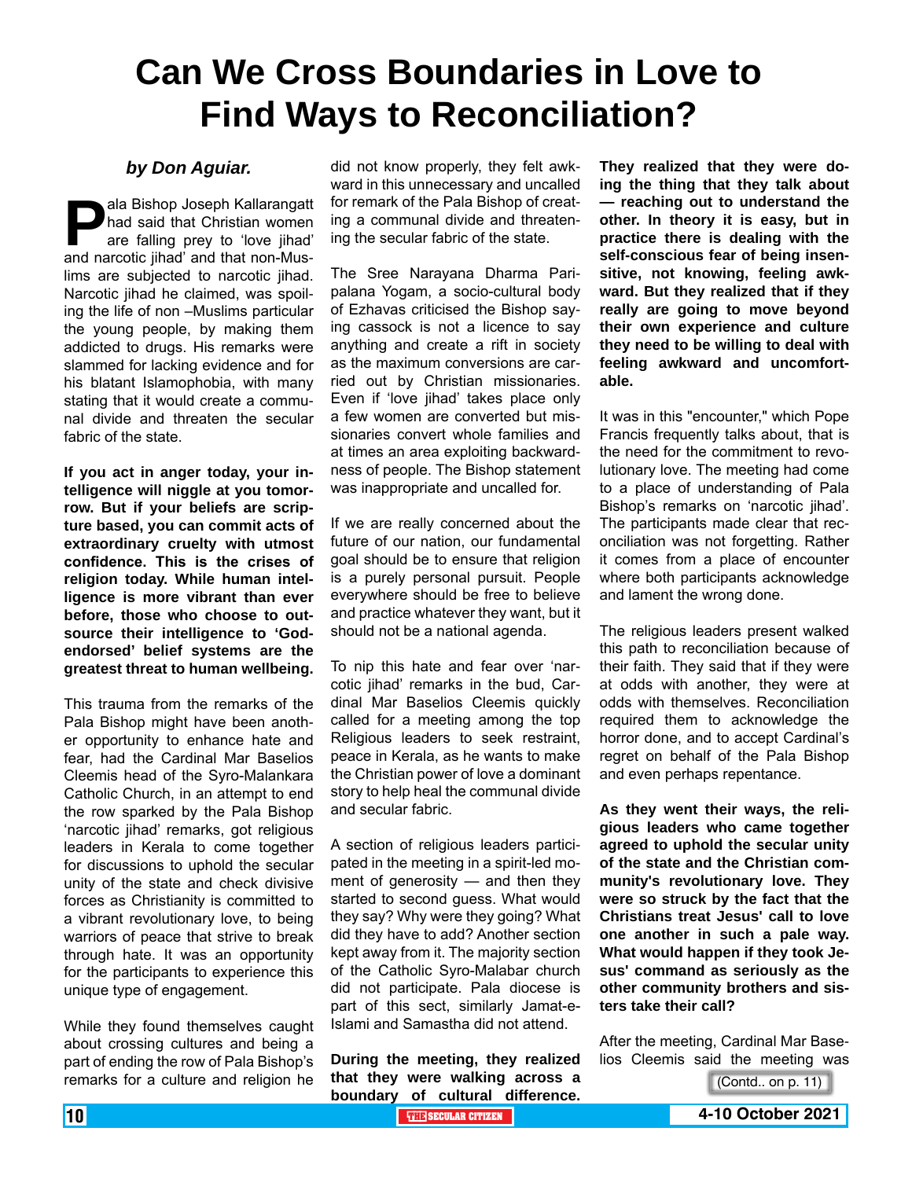# Can We Cross Boundaries in Love to Find Ways to Reconciliation?

***by Don Aguiar.***

Pala Bishop Joseph Kallarangatt had said that Christian women are falling prey to 'love jihad' and narcotic jihad' and that non-Muslims are subjected to narcotic jihad. Narcotic jihad he claimed, was spoiling the life of non –Muslims particular the young people, by making them addicted to drugs. His remarks were slammed for lacking evidence and for his blatant Islamophobia, with many stating that it would create a communal divide and threaten the secular fabric of the state.

**If you act in anger today, your intelligence will niggle at you tomorrow. But if your beliefs are scripture based, you can commit acts of extraordinary cruelty with utmost confidence. This is the crises of religion today. While human intelligence is more vibrant than ever before, those who choose to outsource their intelligence to 'God-endorsed' belief systems are the greatest threat to human wellbeing.**

This trauma from the remarks of the Pala Bishop might have been another opportunity to enhance hate and fear, had the Cardinal Mar Baselios Cleemis head of the Syro-Malankara Catholic Church, in an attempt to end the row sparked by the Pala Bishop 'narcotic jihad' remarks, got religious leaders in Kerala to come together for discussions to uphold the secular unity of the state and check divisive forces as Christianity is committed to a vibrant revolutionary love, to being warriors of peace that strive to break through hate. It was an opportunity for the participants to experience this unique type of engagement.

While they found themselves caught about crossing cultures and being a part of ending the row of Pala Bishop's remarks for a culture and religion he did not know properly, they felt awkward in this unnecessary and uncalled for remark of the Pala Bishop of creating a communal divide and threatening the secular fabric of the state.

The Sree Narayana Dharma Paripalana Yogam, a socio-cultural body of Ezhavas criticised the Bishop saying cassock is not a licence to say anything and create a rift in society as the maximum conversions are carried out by Christian missionaries. Even if 'love jihad' takes place only a few women are converted but missionaries convert whole families and at times an area exploiting backwardness of people. The Bishop statement was inappropriate and uncalled for.

If we are really concerned about the future of our nation, our fundamental goal should be to ensure that religion is a purely personal pursuit. People everywhere should be free to believe and practice whatever they want, but it should not be a national agenda.

To nip this hate and fear over 'narcotic jihad' remarks in the bud, Cardinal Mar Baselios Cleemis quickly called for a meeting among the top Religious leaders to seek restraint, peace in Kerala, as he wants to make the Christian power of love a dominant story to help heal the communal divide and secular fabric.

A section of religious leaders participated in the meeting in a spirit-led moment of generosity — and then they started to second guess. What would they say? Why were they going? What did they have to add? Another section kept away from it. The majority section of the Catholic Syro-Malabar church did not participate. Pala diocese is part of this sect, similarly Jamat-e-Islami and Samastha did not attend.

**During the meeting, they realized that they were walking across a boundary of cultural difference. They realized that they were doing the thing that they talk about — reaching out to understand the other. In theory it is easy, but in practice there is dealing with the self-conscious fear of being insensitive, not knowing, feeling awkward. But they realized that if they really are going to move beyond their own experience and culture they need to be willing to deal with feeling awkward and uncomfortable.**

It was in this "encounter," which Pope Francis frequently talks about, that is the need for the commitment to revolutionary love. The meeting had come to a place of understanding of Pala Bishop's remarks on 'narcotic jihad'. The participants made clear that reconciliation was not forgetting. Rather it comes from a place of encounter where both participants acknowledge and lament the wrong done.

The religious leaders present walked this path to reconciliation because of their faith. They said that if they were at odds with another, they were at odds with themselves. Reconciliation required them to acknowledge the horror done, and to accept Cardinal's regret on behalf of the Pala Bishop and even perhaps repentance.

**As they went their ways, the religious leaders who came together agreed to uphold the secular unity of the state and the Christian community's revolutionary love. They were so struck by the fact that the Christians treat Jesus' call to love one another in such a pale way. What would happen if they took Jesus' command as seriously as the other community brothers and sisters take their call?**

After the meeting, Cardinal Mar Baselios Cleemis said the meeting was

(Contd.. on p. 11)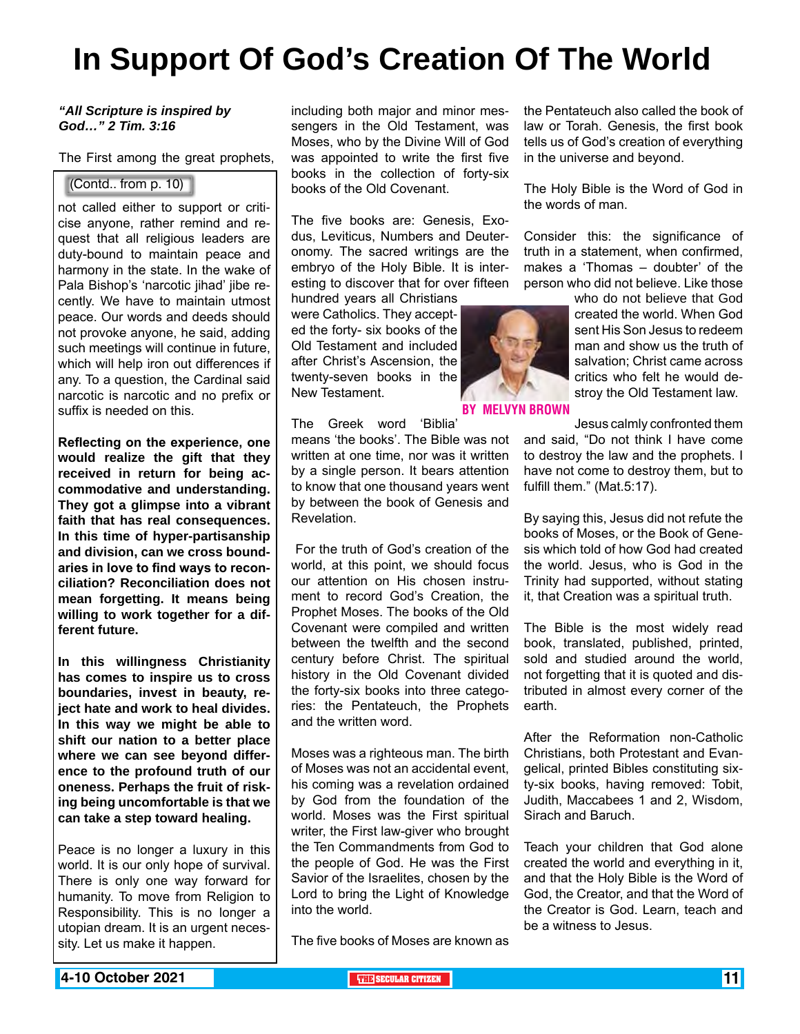# In Support Of God's Creation Of The World

(Contd.. from p. 10)

not called either to support or criticise anyone, rather remind and request that all religious leaders are duty-bound to maintain peace and harmony in the state. In the wake of Pala Bishop's 'narcotic jihad' jibe recently. We have to maintain utmost peace. Our words and deeds should not provoke anyone, he said, adding such meetings will continue in future, which will help iron out differences if any. To a question, the Cardinal said narcotic is narcotic and no prefix or suffix is needed on this.

**Reflecting on the experience, one would realize the gift that they received in return for being accommodative and understanding. They got a glimpse into a vibrant faith that has real consequences. In this time of hyper-partisanship and division, can we cross boundaries in love to find ways to reconciliation? Reconciliation does not mean forgetting. It means being willing to work together for a different future.**

**In this willingness Christianity has comes to inspire us to cross boundaries, invest in beauty, reject hate and work to heal divides. In this way we might be able to shift our nation to a better place where we can see beyond difference to the profound truth of our oneness. Perhaps the fruit of risking being uncomfortable is that we can take a step toward healing.**

Peace is no longer a luxury in this world. It is our only hope of survival. There is only one way forward for humanity. To move from Religion to Responsibility. This is no longer a utopian dream. It is an urgent necessity. Let us make it happen.

***"All Scripture is inspired by God…" 2 Tim. 3:16***

**BY MELVYN BROWN**

The First among the great prophets, including both major and minor messengers in the Old Testament, was Moses, who by the Divine Will of God was appointed to write the first five books in the collection of forty-six books of the Old Covenant.

The five books are: Genesis, Exodus, Leviticus, Numbers and Deuteronomy. The sacred writings are the embryo of the Holy Bible. It is interesting to discover that for over fifteen hundred years all Christians were Catholics. They accepted the forty- six books of the Old Testament and included after Christ's Ascension, the twenty-seven books in the New Testament.

The Greek word 'Biblia' means 'the books'. The Bible was not written at one time, nor was it written by a single person. It bears attention to know that one thousand years went by between the book of Genesis and Revelation.

For the truth of God's creation of the world, at this point, we should focus our attention on His chosen instrument to record God's Creation, the Prophet Moses. The books of the Old Covenant were compiled and written between the twelfth and the second century before Christ. The spiritual history in the Old Covenant divided the forty-six books into three categories: the Pentateuch, the Prophets and the written word.

Moses was a righteous man. The birth of Moses was not an accidental event, his coming was a revelation ordained by God from the foundation of the world. Moses was the First spiritual writer, the First law-giver who brought the Ten Commandments from God to the people of God. He was the First Savior of the Israelites, chosen by the Lord to bring the Light of Knowledge into the world.

The five books of Moses are known as the Pentateuch also called the book of law or Torah. Genesis, the first book tells us of God's creation of everything in the universe and beyond.

The Holy Bible is the Word of God in the words of man.

Consider this: the significance of truth in a statement, when confirmed, makes a 'Thomas – doubter' of the person who did not believe. Like those who do not believe that God created the world. When God sent His Son Jesus to redeem man and show us the truth of salvation; Christ came across critics who felt he would destroy the Old Testament law.

Jesus calmly confronted them and said, "Do not think I have come to destroy the law and the prophets. I have not come to destroy them, but to fulfill them." (Mat.5:17).

By saying this, Jesus did not refute the books of Moses, or the Book of Genesis which told of how God had created the world. Jesus, who is God in the Trinity had supported, without stating it, that Creation was a spiritual truth.

The Bible is the most widely read book, translated, published, printed, sold and studied around the world, not forgetting that it is quoted and distributed in almost every corner of the earth.

After the Reformation non-Catholic Christians, both Protestant and Evangelical, printed Bibles constituting sixty-six books, having removed: Tobit, Judith, Maccabees 1 and 2, Wisdom, Sirach and Baruch.

Teach your children that God alone created the world and everything in it, and that the Holy Bible is the Word of God, the Creator, and that the Word of the Creator is God. Learn, teach and be a witness to Jesus.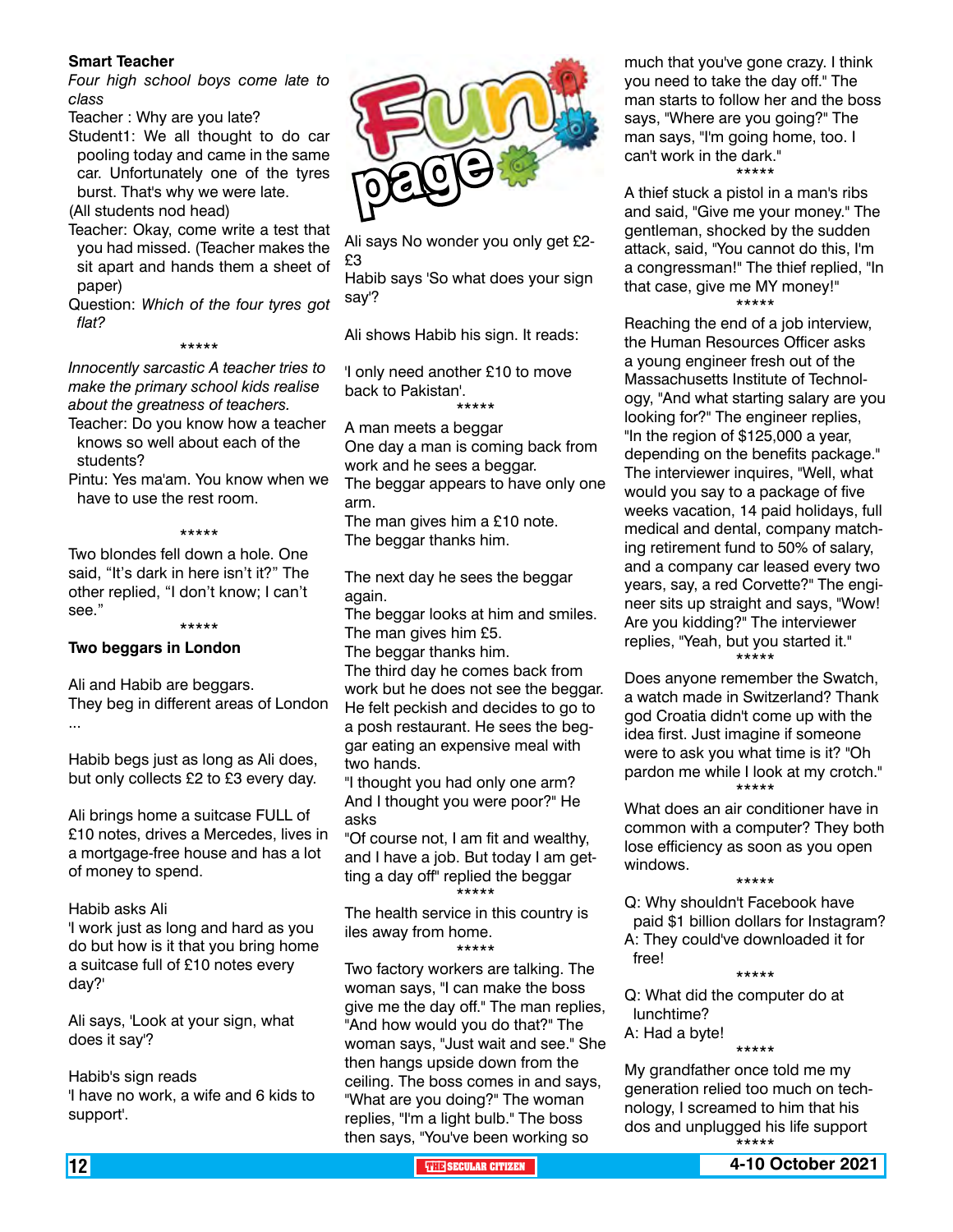**Smart Teacher**

*Four high school boys come late to class*

Teacher : Why are you late?

Student1: We all thought to do car pooling today and came in the same car. Unfortunately one of the tyres burst. That's why we were late.

(All students nod head)

Teacher: Okay, come write a test that you had missed. (Teacher makes the sit apart and hands them a sheet of paper)

Question: *Which of the four tyres got flat?*

*****

*Innocently sarcastic A teacher tries to make the primary school kids realise about the greatness of teachers.*

Teacher: Do you know how a teacher knows so well about each of the students?

Pintu: Yes ma'am. You know when we have to use the rest room.

*****

Two blondes fell down a hole. One said, "It's dark in here isn't it?" The other replied, "I don't know; I can't see."

*****

**Two beggars in London**

Ali and Habib are beggars.
They beg in different areas of London ...

Habib begs just as long as Ali does, but only collects £2 to £3 every day.

Ali brings home a suitcase FULL of £10 notes, drives a Mercedes, lives in a mortgage-free house and has a lot of money to spend.

Habib asks Ali
'I work just as long and hard as you do but how is it that you bring home a suitcase full of £10 notes every day?'

Ali says, 'Look at your sign, what does it say'?

Habib's sign reads
'I have no work, a wife and 6 kids to support'.

Ali says No wonder you only get £2-£3

Habib says 'So what does your sign say'?

Ali shows Habib his sign. It reads:

'I only need another £10 to move back to Pakistan'.

*****

A man meets a beggar
One day a man is coming back from work and he sees a beggar.
The beggar appears to have only one arm.
The man gives him a £10 note.
The beggar thanks him.

The next day he sees the beggar again.
The beggar looks at him and smiles.
The man gives him £5.
The beggar thanks him.
The third day he comes back from work but he does not see the beggar. He felt peckish and decides to go to a posh restaurant. He sees the beggar eating an expensive meal with two hands.
"I thought you had only one arm? And I thought you were poor?" He asks
"Of course not, I am fit and wealthy, and I have a job. But today I am getting a day off" replied the beggar

*****

The health service in this country is iles away from home.

*****

Two factory workers are talking. The woman says, "I can make the boss give me the day off." The man replies, "And how would you do that?" The woman says, "Just wait and see." She then hangs upside down from the ceiling. The boss comes in and says, "What are you doing?" The woman replies, "I'm a light bulb." The boss then says, "You've been working so much that you've gone crazy. I think you need to take the day off." The man starts to follow her and the boss says, "Where are you going?" The man says, "I'm going home, too. I can't work in the dark."

*****

A thief stuck a pistol in a man's ribs and said, "Give me your money." The gentleman, shocked by the sudden attack, said, "You cannot do this, I'm a congressman!" The thief replied, "In that case, give me MY money!"

*****

Reaching the end of a job interview, the Human Resources Officer asks a young engineer fresh out of the Massachusetts Institute of Technology, "And what starting salary are you looking for?" The engineer replies, "In the region of $125,000 a year, depending on the benefits package." The interviewer inquires, "Well, what would you say to a package of five weeks vacation, 14 paid holidays, full medical and dental, company matching retirement fund to 50% of salary, and a company car leased every two years, say, a red Corvette?" The engineer sits up straight and says, "Wow! Are you kidding?" The interviewer replies, "Yeah, but you started it."

*****

Does anyone remember the Swatch, a watch made in Switzerland? Thank god Croatia didn't come up with the idea first. Just imagine if someone were to ask you what time is it? "Oh pardon me while I look at my crotch."

*****

What does an air conditioner have in common with a computer? They both lose efficiency as soon as you open windows.

*****

Q: Why shouldn't Facebook have paid $1 billion dollars for Instagram?
A: They could've downloaded it for free!

*****

Q: What did the computer do at lunchtime?
A: Had a byte!

*****

My grandfather once told me my generation relied too much on technology, I screamed to him that his dos and unplugged his life support

*****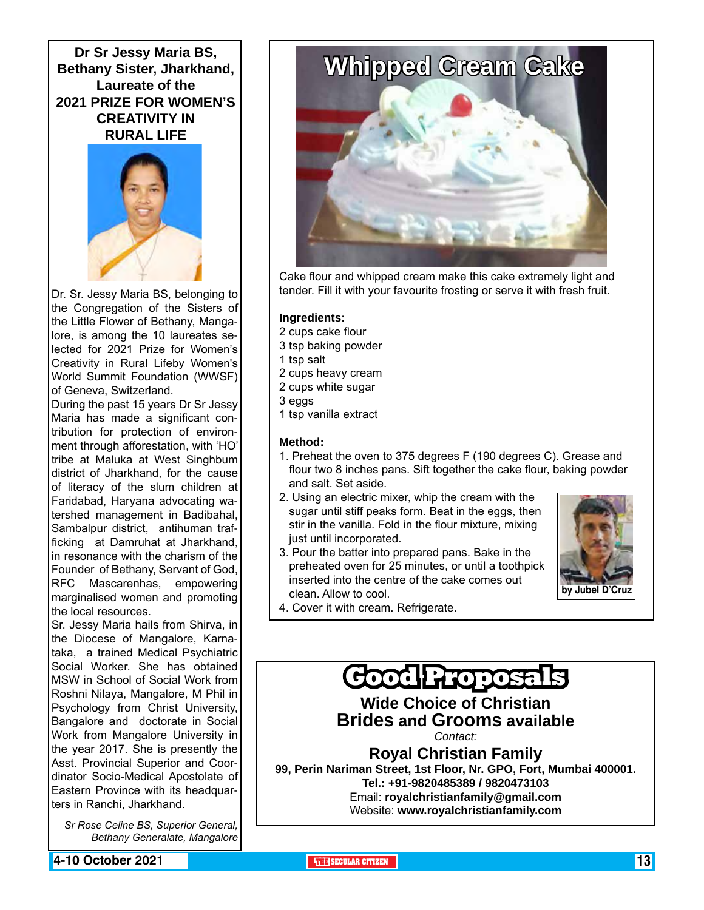## Dr Sr Jessy Maria BS, Bethany Sister, Jharkhand, Laureate of the 2021 PRIZE FOR WOMEN'S CREATIVITY IN RURAL LIFE

Dr. Sr. Jessy Maria BS, belonging to the Congregation of the Sisters of the Little Flower of Bethany, Mangalore, is among the 10 laureates selected for 2021 Prize for Women's Creativity in Rural Lifeby Women's World Summit Foundation (WWSF) of Geneva, Switzerland.

During the past 15 years Dr Sr Jessy Maria has made a significant contribution for protection of environment through afforestation, with 'HO' tribe at Maluka at West Singhbum district of Jharkhand, for the cause of literacy of the slum children at Faridabad, Haryana advocating watershed management in Badibahal, Sambalpur district, antihuman trafficking at Damruhat at Jharkhand, in resonance with the charism of the Founder of Bethany, Servant of God, RFC Mascarenhas, empowering marginalised women and promoting the local resources.

Sr. Jessy Maria hails from Shirva, in the Diocese of Mangalore, Karnataka, a trained Medical Psychiatric Social Worker. She has obtained MSW in School of Social Work from Roshni Nilaya, Mangalore, M Phil in Psychology from Christ University, Bangalore and doctorate in Social Work from Mangalore University in the year 2017. She is presently the Asst. Provincial Superior and Coordinator Socio-Medical Apostolate of Eastern Province with its headquarters in Ranchi, Jharkhand.

*Sr Rose Celine BS, Superior General, Bethany Generalate, Mangalore*

## Whipped Cream Cake

Cake flour and whipped cream make this cake extremely light and tender. Fill it with your favourite frosting or serve it with fresh fruit.

**Ingredients:**

2 cups cake flour
3 tsp baking powder
1 tsp salt
2 cups heavy cream
2 cups white sugar
3 eggs
1 tsp vanilla extract

**Method:**

1. Preheat the oven to 375 degrees F (190 degrees C). Grease and flour two 8 inches pans. Sift together the cake flour, baking powder and salt. Set aside.
2. Using an electric mixer, whip the cream with the sugar until stiff peaks form. Beat in the eggs, then stir in the vanilla. Fold in the flour mixture, mixing just until incorporated.
3. Pour the batter into prepared pans. Bake in the preheated oven for 25 minutes, or until a toothpick inserted into the centre of the cake comes out clean. Allow to cool.
4. Cover it with cream. Refrigerate.

by Jubel D'Cruz

## Good Proposals

**Wide Choice of Christian Brides and Grooms available**

*Contact:*

**Royal Christian Family**

**99, Perin Nariman Street, 1st Floor, Nr. GPO, Fort, Mumbai 400001.**
**Tel.: +91-9820485389 / 9820473103**
Email: **royalchristianfamily@gmail.com**
Website: **www.royalchristianfamily.com**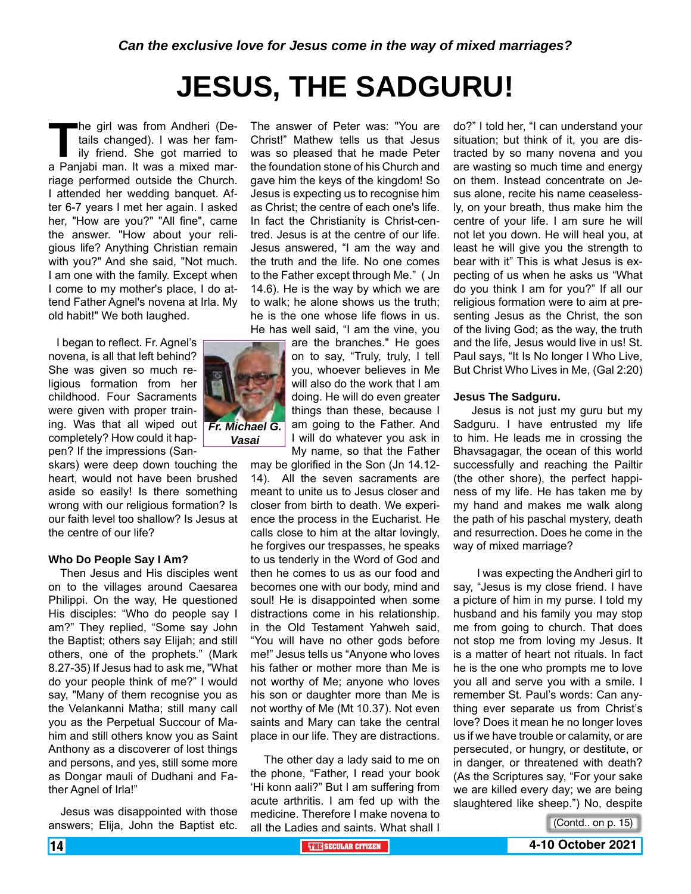*Can the exclusive love for Jesus come in the way of mixed marriages?*

# JESUS, THE SADGURU!

The girl was from Andheri (Details changed). I was her family friend. She got married to a Panjabi man. It was a mixed marriage performed outside the Church. I attended her wedding banquet. After 6-7 years I met her again. I asked her, "How are you?" "All fine", came the answer. "How about your religious life? Anything Christian remain with you?" And she said, "Not much. I am one with the family. Except when I come to my mother's place, I do attend Father Agnel's novena at Irla. My old habit!" We both laughed.

I began to reflect. Fr. Agnel's novena, is all that left behind? She was given so much religious formation from her childhood. Four Sacraments were given with proper training. Was that all wiped out completely? How could it happen? If the impressions (Sanskars) were deep down touching the heart, would not have been brushed aside so easily! Is there something wrong with our religious formation? Is our faith level too shallow? Is Jesus at the centre of our life?

### Who Do People Say I Am?

Then Jesus and His disciples went on to the villages around Caesarea Philippi. On the way, He questioned His disciples: "Who do people say I am?" They replied, "Some say John the Baptist; others say Elijah; and still others, one of the prophets." (Mark 8.27-35) If Jesus had to ask me, "What do your people think of me?" I would say, "Many of them recognise you as the Velankanni Matha; still many call you as the Perpetual Succour of Mahim and still others know you as Saint Anthony as a discoverer of lost things and persons, and yes, still some more as Dongar mauli of Dudhani and Father Agnel of Irla!"

Jesus was disappointed with those answers; Elija, John the Baptist etc. The answer of Peter was: "You are Christ!" Mathew tells us that Jesus was so pleased that he made Peter the foundation stone of his Church and gave him the keys of the kingdom! So Jesus is expecting us to recognise him as Christ; the centre of each one's life. In fact the Christianity is Christ-centred. Jesus is at the centre of our life. Jesus answered, "I am the way and the truth and the life. No one comes to the Father except through Me." ( Jn 14.6). He is the way by which we are to walk; he alone shows us the truth; he is the one whose life flows in us. He has well said, "I am the vine, you are the branches." He goes on to say, "Truly, truly, I tell you, whoever believes in Me will also do the work that I am doing. He will do even greater things than these, because I am going to the Father. And I will do whatever you ask in My name, so that the Father may be glorified in the Son (Jn 14.12-14). All the seven sacraments are meant to unite us to Jesus closer and closer from birth to death. We experience the process in the Eucharist. He calls close to him at the altar lovingly, he forgives our trespasses, he speaks to us tenderly in the Word of God and then he comes to us as our food and becomes one with our body, mind and soul! He is disappointed when some distractions come in his relationship. in the Old Testament Yahweh said, "You will have no other gods before me!" Jesus tells us "Anyone who loves his father or mother more than Me is not worthy of Me; anyone who loves his son or daughter more than Me is not worthy of Me (Mt 10.37). Not even saints and Mary can take the central place in our life. They are distractions.

*Fr. Michael G. Vasai*

The other day a lady said to me on the phone, "Father, I read your book 'Hi konn aali?" But I am suffering from acute arthritis. I am fed up with the medicine. Therefore I make novena to all the Ladies and saints. What shall I do?" I told her, "I can understand your situation; but think of it, you are distracted by so many novena and you are wasting so much time and energy on them. Instead concentrate on Jesus alone, recite his name ceaselessly, on your breath, thus make him the centre of your life. I am sure he will not let you down. He will heal you, at least he will give you the strength to bear with it" This is what Jesus is expecting of us when he asks us "What do you think I am for you?" If all our religious formation were to aim at presenting Jesus as the Christ, the son of the living God; as the way, the truth and the life, Jesus would live in us! St. Paul says, "It Is No longer I Who Live, But Christ Who Lives in Me, (Gal 2:20)

### Jesus The Sadguru.

Jesus is not just my guru but my Sadguru. I have entrusted my life to him. He leads me in crossing the Bhavsagagar, the ocean of this world successfully and reaching the Pailtir (the other shore), the perfect happiness of my life. He has taken me by my hand and makes me walk along the path of his paschal mystery, death and resurrection. Does he come in the way of mixed marriage?

I was expecting the Andheri girl to say, "Jesus is my close friend. I have a picture of him in my purse. I told my husband and his family you may stop me from going to church. That does not stop me from loving my Jesus. It is a matter of heart not rituals. In fact he is the one who prompts me to love you all and serve you with a smile. I remember St. Paul's words: Can anything ever separate us from Christ's love? Does it mean he no longer loves us if we have trouble or calamity, or are persecuted, or hungry, or destitute, or in danger, or threatened with death? (As the Scriptures say, "For your sake we are killed every day; we are being slaughtered like sheep.") No, despite

(Contd.. on p. 15)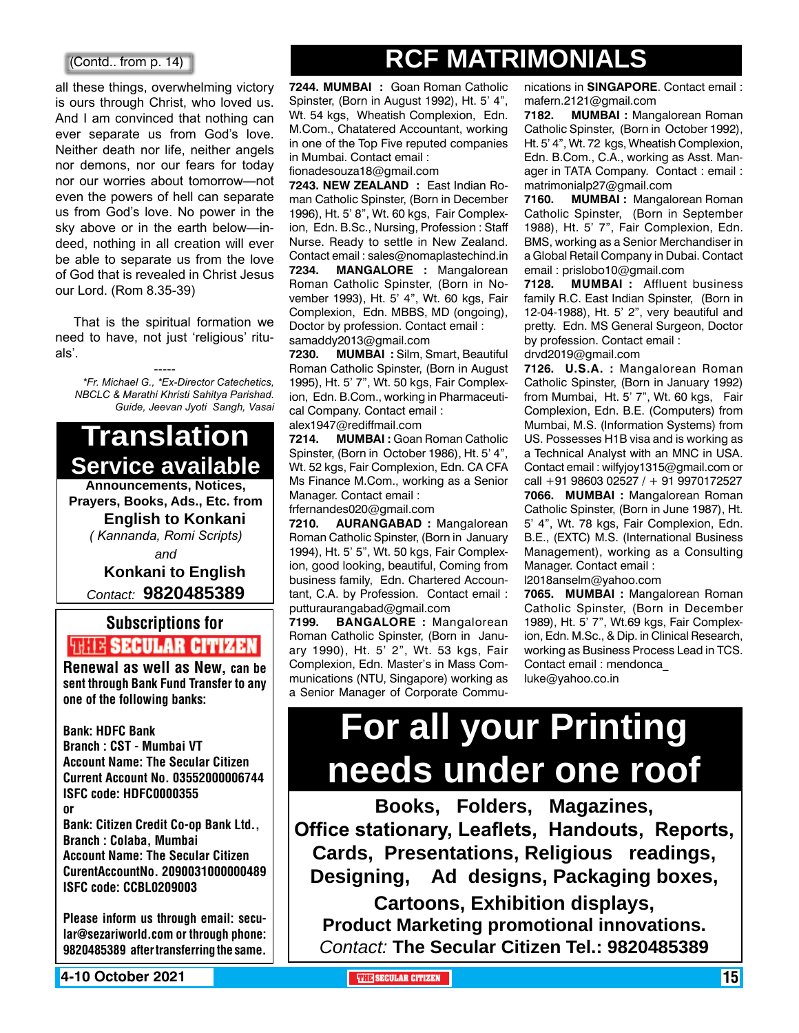(Contd.. from p. 14)

all these things, overwhelming victory is ours through Christ, who loved us. And I am convinced that nothing can ever separate us from God's love. Neither death nor life, neither angels nor demons, nor our fears for today nor our worries about tomorrow—not even the powers of hell can separate us from God's love. No power in the sky above or in the earth below—indeed, nothing in all creation will ever be able to separate us from the love of God that is revealed in Christ Jesus our Lord. (Rom 8.35-39)

That is the spiritual formation we need to have, not just 'religious' rituals'.

-----

*\*Fr. Michael G., \*Ex-Director Catechetics, NBCLC & Marathi Khristi Sahitya Parishad. Guide, Jeevan Jyoti Sangh, Vasai*

# Translation Service available

**Announcements, Notices, Prayers, Books, Ads., Etc. from**

**English to Konkani**

*( Kannanda, Romi Scripts)*

*and*

**Konkani to English**

*Contact:* **9820485389**

## Subscriptions for THE SECULAR CITIZEN

**Renewal as well as New, can be sent through Bank Fund Transfer to any one of the following banks:**

**Bank: HDFC Bank**
**Branch : CST - Mumbai VT**
**Account Name: The Secular Citizen**
**Current Account No. 03552000006744**
**ISFC code: HDFC0000355**
**or**
**Bank: Citizen Credit Co-op Bank Ltd.,**
**Branch : Colaba, Mumbai**
**Account Name: The Secular Citizen**
**CurentAccountNo. 2090031000000489**
**ISFC code: CCBL0209003**

**Please inform us through email: secular@sezariworld.com or through phone: 9820485389 after transferring the same.**

# RCF MATRIMONIALS

**7244. MUMBAI :** Goan Roman Catholic Spinster, (Born in August 1992), Ht. 5' 4", Wt. 54 kgs, Wheatish Complexion, Edn. M.Com., Chatatered Accountant, working in one of the Top Five reputed companies in Mumbai. Contact email : fionadesouza18@gmail.com

**7243. NEW ZEALAND :** East Indian Roman Catholic Spinster, (Born in December 1996), Ht. 5' 8", Wt. 60 kgs, Fair Complexion, Edn. B.Sc., Nursing, Profession : Staff Nurse. Ready to settle in New Zealand. Contact email : sales@nomaplastechind.in

**7234. MANGALORE :** Mangalorean Roman Catholic Spinster, (Born in November 1993), Ht. 5' 4", Wt. 60 kgs, Fair Complexion, Edn. MBBS, MD (ongoing), Doctor by profession. Contact email : samaddy2013@gmail.com

**7230. MUMBAI :** Silm, Smart, Beautiful Roman Catholic Spinster, (Born in August 1995), Ht. 5' 7", Wt. 50 kgs, Fair Complexion, Edn. B.Com., working in Pharmaceutical Company. Contact email : alex1947@rediffmail.com

**7214. MUMBAI :** Goan Roman Catholic Spinster, (Born in October 1986), Ht. 5' 4", Wt. 52 kgs, Fair Complexion, Edn. CA CFA Ms Finance M.Com., working as a Senior Manager. Contact email : frfernandes020@gmail.com

**7210. AURANGABAD :** Mangalorean Roman Catholic Spinster, (Born in January 1994), Ht. 5' 5", Wt. 50 kgs, Fair Complexion, good looking, beautiful, Coming from business family, Edn. Chartered Accountant, C.A. by Profession. Contact email : putturaurangabad@gmail.com

**7199. BANGALORE :** Mangalorean Roman Catholic Spinster, (Born in January 1990), Ht. 5' 2", Wt. 53 kgs, Fair Complexion, Edn. Master's in Mass Communications (NTU, Singapore) working as a Senior Manager of Corporate Communications in **SINGAPORE**. Contact email : mafern.2121@gmail.com

**7182. MUMBAI :** Mangalorean Roman Catholic Spinster, (Born in October 1992), Ht. 5' 4", Wt. 72 kgs, Wheatish Complexion, Edn. B.Com., C.A., working as Asst. Manager in TATA Company. Contact : email : matrimonialp27@gmail.com

**7160. MUMBAI :** Mangalorean Roman Catholic Spinster, (Born in September 1988), Ht. 5' 7", Fair Complexion, Edn. BMS, working as a Senior Merchandiser in a Global Retail Company in Dubai. Contact email : prislobo10@gmail.com

**7128. MUMBAI :** Affluent business family R.C. East Indian Spinster, (Born in 12-04-1988), Ht. 5' 2", very beautiful and pretty. Edn. MS General Surgeon, Doctor by profession. Contact email : drvd2019@gmail.com

**7126. U.S.A. :** Mangalorean Roman Catholic Spinster, (Born in January 1992) from Mumbai, Ht. 5' 7", Wt. 60 kgs, Fair Complexion, Edn. B.E. (Computers) from Mumbai, M.S. (Information Systems) from US. Possesses H1B visa and is working as a Technical Analyst with an MNC in USA. Contact email : wilfyjoy1315@gmail.com or call +91 98603 02527 / + 91 9970172527

**7066. MUMBAI :** Mangalorean Roman Catholic Spinster, (Born in June 1987), Ht. 5' 4", Wt. 78 kgs, Fair Complexion, Edn. B.E., (EXTC) M.S. (International Business Management), working as a Consulting Manager. Contact email : l2018anselm@yahoo.com

**7065. MUMBAI :** Mangalorean Roman Catholic Spinster, (Born in December 1989), Ht. 5' 7", Wt.69 kgs, Fair Complexion, Edn. M.Sc., & Dip. in Clinical Research, working as Business Process Lead in TCS. Contact email : mendonca_luke@yahoo.co.in

# For all your Printing needs under one roof

**Books, Folders, Magazines,**
**Office stationary, Leaflets, Handouts, Reports,**
**Cards, Presentations, Religious readings,**
**Designing, Ad designs, Packaging boxes,**
**Cartoons, Exhibition displays,**
**Product Marketing promotional innovations.**

*Contact:* **The Secular Citizen Tel.: 9820485389**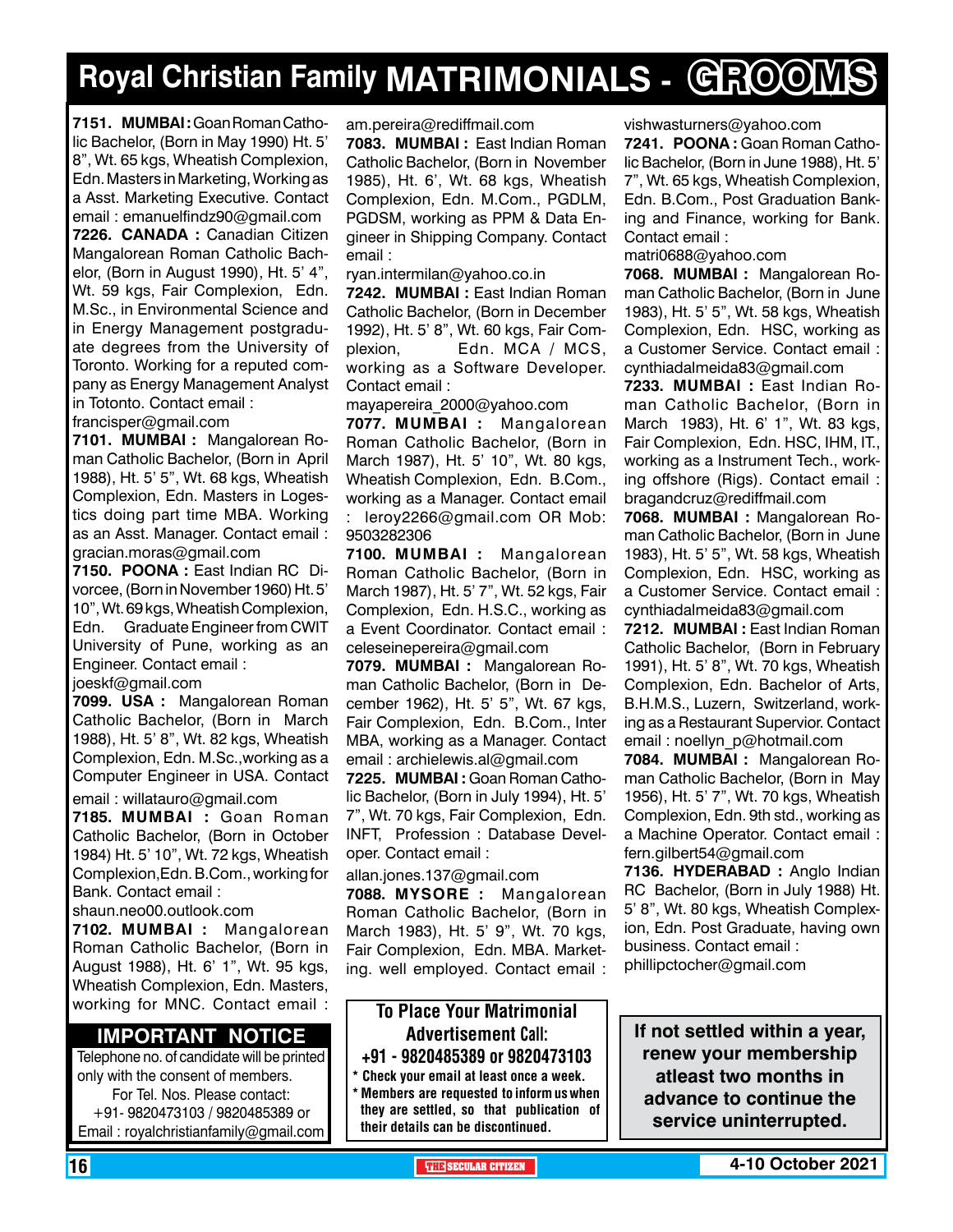# Royal Christian Family MATRIMONIALS - GROOMS

**7151. MUMBAI :** Goan Roman Catholic Bachelor, (Born in May 1990) Ht. 5' 8", Wt. 65 kgs, Wheatish Complexion, Edn. Masters in Marketing, Working as a Asst. Marketing Executive. Contact email : emanuelfindz90@gmail.com

**7226. CANADA :** Canadian Citizen Mangalorean Roman Catholic Bachelor, (Born in August 1990), Ht. 5' 4", Wt. 59 kgs, Fair Complexion, Edn. M.Sc., in Environmental Science and in Energy Management postgraduate degrees from the University of Toronto. Working for a reputed company as Energy Management Analyst in Totonto. Contact email : francisper@gmail.com

**7101. MUMBAI :** Mangalorean Roman Catholic Bachelor, (Born in April 1988), Ht. 5' 5", Wt. 68 kgs, Wheatish Complexion, Edn. Masters in Logestics doing part time MBA. Working as an Asst. Manager. Contact email : gracian.moras@gmail.com

**7150. POONA :** East Indian RC Divorcee, (Born in November 1960) Ht. 5' 10", Wt. 69 kgs, Wheatish Complexion, Edn. Graduate Engineer from CWIT University of Pune, working as an Engineer. Contact email : joeskf@gmail.com

**7099. USA :** Mangalorean Roman Catholic Bachelor, (Born in March 1988), Ht. 5' 8", Wt. 82 kgs, Wheatish Complexion, Edn. M.Sc.,working as a Computer Engineer in USA. Contact email : willatauro@gmail.com

**7185. MUMBAI :** Goan Roman Catholic Bachelor, (Born in October 1984) Ht. 5' 10", Wt. 72 kgs, Wheatish Complexion,Edn. B.Com., working for Bank. Contact email : shaun.neo00.outlook.com

**7102. MUMBAI :** Mangalorean Roman Catholic Bachelor, (Born in August 1988), Ht. 6' 1", Wt. 95 kgs, Wheatish Complexion, Edn. Masters, working for MNC. Contact email : am.pereira@rediffmail.com

**7083. MUMBAI :** East Indian Roman Catholic Bachelor, (Born in November 1985), Ht. 6', Wt. 68 kgs, Wheatish Complexion, Edn. M.Com., PGDLM, PGDSM, working as PPM & Data Engineer in Shipping Company. Contact email : ryan.intermilan@yahoo.co.in

**7242. MUMBAI :** East Indian Roman Catholic Bachelor, (Born in December 1992), Ht. 5' 8", Wt. 60 kgs, Fair Complexion, Edn. MCA / MCS, working as a Software Developer. Contact email : mayapereira_2000@yahoo.com

**7077. MUMBAI :** Mangalorean Roman Catholic Bachelor, (Born in March 1987), Ht. 5' 10", Wt. 80 kgs, Wheatish Complexion, Edn. B.Com., working as a Manager. Contact email : leroy2266@gmail.com OR Mob: 9503282306

**7100. MUMBAI :** Mangalorean Roman Catholic Bachelor, (Born in March 1987), Ht. 5' 7", Wt. 52 kgs, Fair Complexion, Edn. H.S.C., working as a Event Coordinator. Contact email : celeseinepereira@gmail.com

**7079. MUMBAI :** Mangalorean Roman Catholic Bachelor, (Born in December 1962), Ht. 5' 5", Wt. 67 kgs, Fair Complexion, Edn. B.Com., Inter MBA, working as a Manager. Contact email : archielewis.al@gmail.com

**7225. MUMBAI :** Goan Roman Catholic Bachelor, (Born in July 1994), Ht. 5' 7", Wt. 70 kgs, Fair Complexion, Edn. INFT, Profession : Database Developer. Contact email : allan.jones.137@gmail.com

**7088. MYSORE :** Mangalorean Roman Catholic Bachelor, (Born in March 1983), Ht. 5' 9", Wt. 70 kgs, Fair Complexion, Edn. MBA. Marketing. well employed. Contact email : vishwasturners@yahoo.com

**7241. POONA :** Goan Roman Catholic Bachelor, (Born in June 1988), Ht. 5' 7", Wt. 65 kgs, Wheatish Complexion, Edn. B.Com., Post Graduation Banking and Finance, working for Bank. Contact email : matri0688@yahoo.com

**7068. MUMBAI :** Mangalorean Roman Catholic Bachelor, (Born in June 1983), Ht. 5' 5", Wt. 58 kgs, Wheatish Complexion, Edn. HSC, working as a Customer Service. Contact email : cynthiadalmeida83@gmail.com

**7233. MUMBAI :** East Indian Roman Catholic Bachelor, (Born in March 1983), Ht. 6' 1", Wt. 83 kgs, Fair Complexion, Edn. HSC, IT, working as a Instrument Tech., working offshore (Rigs). Contact email : bragandcruz@rediffmail.com

**7068. MUMBAI :** Mangalorean Roman Catholic Bachelor, (Born in June 1983), Ht. 5' 5", Wt. 58 kgs, Wheatish Complexion, Edn. HSC, working as a Customer Service. Contact email : cynthiadalmeida83@gmail.com

**7212. MUMBAI :** East Indian Roman Catholic Bachelor, (Born in February 1991), Ht. 5' 8", Wt. 70 kgs, Wheatish Complexion, Edn. Bachelor of Arts, B.H.M.S., Luzern, Switzerland, working as a Restaurant Supervior. Contact email : noellyn_p@hotmail.com

**7084. MUMBAI :** Mangalorean Roman Catholic Bachelor, (Born in May 1956), Ht. 5' 7", Wt. 70 kgs, Wheatish Complexion, Edn. 9th std., working as a Machine Operator. Contact email : fern.gilbert54@gmail.com

**7136. HYDERABAD :** Anglo Indian RC Bachelor, (Born in July 1988) Ht. 5' 8", Wt. 80 kgs, Wheatish Complexion, Edn. Post Graduate, having own business. Contact email : phillipctocher@gmail.com

## IMPORTANT NOTICE

Telephone no. of candidate will be printed only with the consent of members.
For Tel. Nos. Please contact:
+91- 9820473103 / 9820485389 or
Email : royalchristianfamily@gmail.com

**To Place Your Matrimonial Advertisement Call:**
**+91 - 9820485389 or 9820473103**

- Check your email at least once a week.
- Members are requested to inform us when they are settled, so that publication of their details can be discontinued.

**If not settled within a year, renew your membership atleast two months in advance to continue the service uninterrupted.**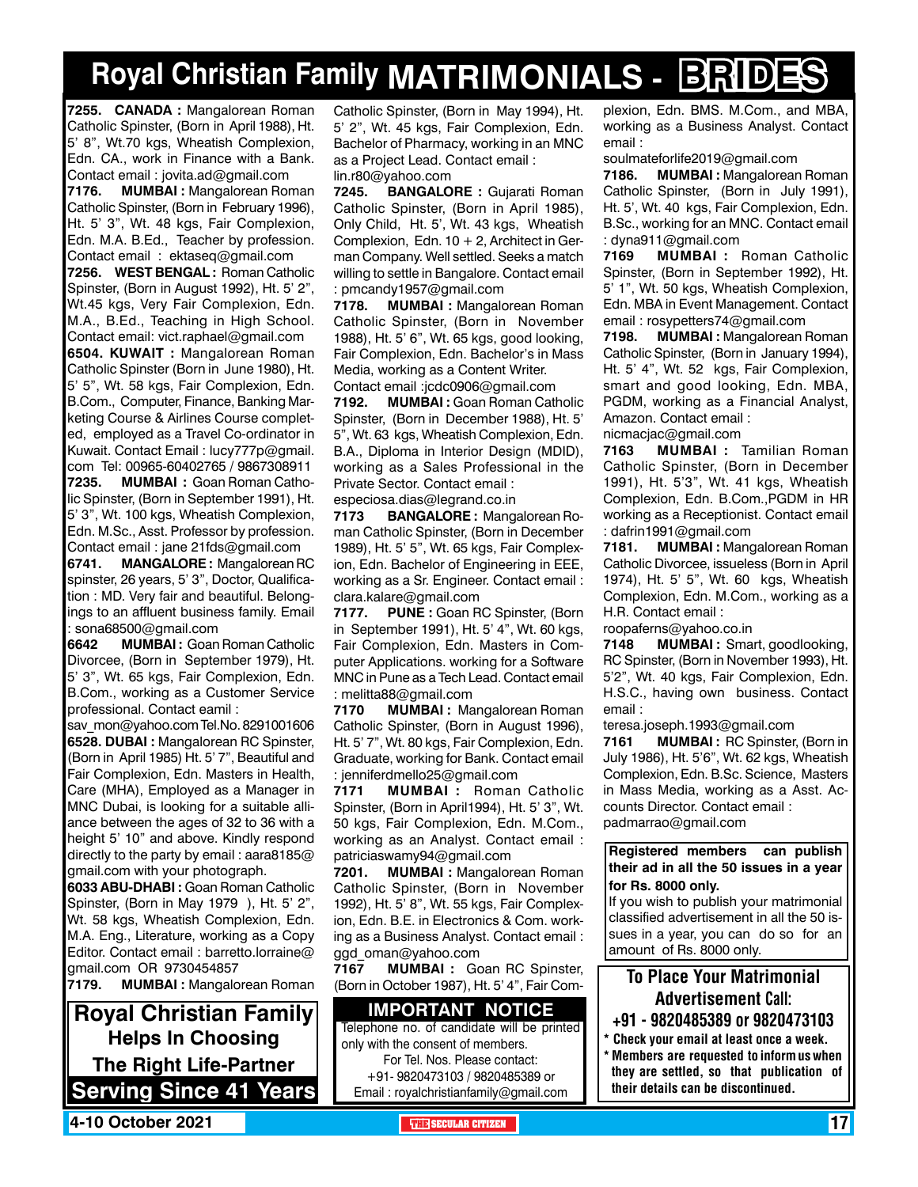# Royal Christian Family MATRIMONIALS - BRIDES

**7255. CANADA :** Mangalorean Roman Catholic Spinster, (Born in April 1988), Ht. 5' 8", Wt.70 kgs, Wheatish Complexion, Edn. CA., work in Finance with a Bank. Contact email : jovita.ad@gmail.com

**7176. MUMBAI :** Mangalorean Roman Catholic Spinster, (Born in February 1996), Ht. 5' 3", Wt. 48 kgs, Fair Complexion, Edn. M.A. B.Ed., Teacher by profession. Contact email : ektaseq@gmail.com

**7256. WEST BENGAL :** Roman Catholic Spinster, (Born in August 1992), Ht. 5' 2", Wt.45 kgs, Very Fair Complexion, Edn. M.A., B.Ed., Teaching in High School. Contact email: vict.raphael@gmail.com

**6504. KUWAIT :** Mangalorean Roman Catholic Spinster (Born in June 1980), Ht. 5' 5", Wt. 58 kgs, Fair Complexion, Edn. B.Com., Computer, Finance, Banking Marketing Course & Airlines Course completed, employed as a Travel Co-ordinator in Kuwait. Contact Email : lucy777p@gmail.com Tel: 00965-60402765 / 9867308911

**7235. MUMBAI :** Goan Roman Catholic Spinster, (Born in September 1991), Ht. 5' 3", Wt. 100 kgs, Wheatish Complexion, Edn. M.Sc., Asst. Professor by profession. Contact email : jane 21fds@gmail.com

**6741. MANGALORE :** Mangalorean RC spinster, 26 years, 5' 3", Doctor, Qualification : MD. Very fair and beautiful. Belongings to an affluent business family. Email : sona68500@gmail.com

**6642 MUMBAI :** Goan Roman Catholic Divorcee, (Born in September 1979), Ht. 5' 3", Wt. 65 kgs, Fair Complexion, Edn. B.Com., working as a Customer Service professional. Contact eamil : sav_mon@yahoo.com Tel.No. 8291001606

**6528. DUBAI :** Mangalorean RC Spinster, (Born in April 1985) Ht. 5' 7", Beautiful and Fair Complexion, Edn. Masters in Health, Care (MHA), Employed as a Manager in MNC Dubai, is looking for a suitable alliance between the ages of 32 to 36 with a height 5' 10" and above. Kindly respond directly to the party by email : aara8185@gmail.com with your photograph.

**6033 ABU-DHABI :** Goan Roman Catholic Spinster, (Born in May 1979 ), Ht. 5' 2", Wt. 58 kgs, Wheatish Complexion, Edn. M.A. Eng., Literature, working as a Copy Editor. Contact email : barretto.lorraine@gmail.com OR 9730454857

**7179. MUMBAI :** Mangalorean Roman Catholic Spinster, (Born in May 1994), Ht. 5' 2", Wt. 45 kgs, Fair Complexion, Edn. Bachelor of Pharmacy, working in an MNC as a Project Lead. Contact email : lin.r80@yahoo.com

**7245. BANGALORE :** Gujarati Roman Catholic Spinster, (Born in April 1985), Only Child, Ht. 5', Wt. 43 kgs, Wheatish Complexion, Edn. 10 + 2, Architect in German Company. Well settled. Seeks a match willing to settle in Bangalore. Contact email : pmcandy1957@gmail.com

**7178. MUMBAI :** Mangalorean Roman Catholic Spinster, (Born in November 1988), Ht. 5' 6", Wt. 65 kgs, good looking, Fair Complexion, Edn. Bachelor's in Mass Media, working as a Content Writer. Contact email :jcdc0906@gmail.com

**7192. MUMBAI :** Goan Roman Catholic Spinster, (Born in December 1988), Ht. 5' 5", Wt. 63 kgs, Wheatish Complexion, Edn. B.A., Diploma in Interior Design (MDID), working as a Sales Professional in the Private Sector. Contact email : especiosa.dias@legrand.co.in

**7173 BANGALORE :** Mangalorean Roman Catholic Spinster, (Born in December 1989), Ht. 5' 5", Wt. 65 kgs, Fair Complexion, Edn. Bachelor of Engineering in EEE, working as a Sr. Engineer. Contact email : clara.kalare@gmail.com

**7177. PUNE :** Goan RC Spinster, (Born in September 1991), Ht. 5' 4", Wt. 60 kgs, Fair Complexion, Edn. Masters in Computer Applications. working for a Software MNC in Pune as a Tech Lead. Contact email : melitta88@gmail.com

**7170 MUMBAI :** Mangalorean Roman Catholic Spinster, (Born in August 1996), Ht. 5' 7", Wt. 80 kgs, Fair Complexion, Edn. Graduate, working for Bank. Contact email : jenniferdmello25@gmail.com

**7171 MUMBAI :** Roman Catholic Spinster, (Born in April1994), Ht. 5' 3", Wt. 50 kgs, Fair Complexion, Edn. M.Com., working as an Analyst. Contact email : patriciaswamy94@gmail.com

**7201. MUMBAI :** Mangalorean Roman Catholic Spinster, (Born in November 1992), Ht. 5' 8", Wt. 55 kgs, Fair Complexion, Edn. B.E. in Electronics & Com. working as a Business Analyst. Contact email : ggd_oman@yahoo.com

**7167 MUMBAI :** Goan RC Spinster, (Born in October 1987), Ht. 5' 4", Fair Complexion, Edn. BMS. M.Com., and MBA, working as a Business Analyst. Contact email : soulmateforlife2019@gmail.com

**7186. MUMBAI :** Mangalorean Roman Catholic Spinster, (Born in July 1991), Ht. 5', Wt. 40 kgs, Fair Complexion, Edn. B.Sc., working for MNC. Contact email : dyna911@gmail.com

**7169 MUMBAI :** Roman Catholic Spinster, (Born in September 1992), Ht. 5' 1", Wt. 50 kgs, Wheatish Complexion, Edn. MBA in Event Management. Contact email : rosypetters74@gmail.com

**7198. MUMBAI :** Mangalorean Roman Catholic Spinster, (Born in January 1994), Ht. 5' 4", Wt. 52 kgs, Fair Complexion, smart and good looking, Edn. MBA, PGDM, working as a Financial Analyst, Amazon. Contact email : nicmacjac@gmail.com

**7163 MUMBAI :** Tamilian Roman Catholic Spinster, (Born in December 1991), Ht. 5'3", Wt. 41 kgs, Wheatish Complexion, Edn. B.Com.,PGDM in HR working as a Receptionist. Contact email : dafrin1991@gmail.com

**7181. MUMBAI :** Mangalorean Roman Catholic Divorcee, issueless (Born in April 1974), Ht. 5' 5", Wt. 60 kgs, Wheatish Complexion, Edn. M.Com., working as a H.R. Contact email : roopaferns@yahoo.co.in

**7148 MUMBAI :** Smart, goodlooking, RC Spinster, (Born in November 1993), Ht. 5'2", Wt. 40 kgs, Fair Complexion, Edn. H.S.C., having own business. Contact email : teresa.joseph.1993@gmail.com

**7161 MUMBAI :** RC Spinster, (Born in July 1986), Ht. 5'6", Wt. 62 kgs, Wheatish Complexion, Edn. B.Sc. Science, Masters in Mass Media, working as a Asst. Accounts Director. Contact email : padmarrao@gmail.com

**Registered members can publish their ad in all the 50 issues in a year for Rs. 8000 only.**
If you wish to publish your matrimonial classified advertisement in all the 50 issues in a year, you can do so for an amount of Rs. 8000 only.

## Royal Christian Family Helps In Choosing The Right Life-Partner

**Serving Since 41 Years**

## IMPORTANT NOTICE

Telephone no. of candidate will be printed only with the consent of members.
For Tel. Nos. Please contact:
+91- 9820473103 / 9820485389 or
Email : royalchristianfamily@gmail.com

## To Place Your Matrimonial Advertisement Call:

**+91 - 9820485389 or 9820473103**

- Check your email at least once a week.
- Members are requested to inform us when they are settled, so that publication of their details can be discontinued.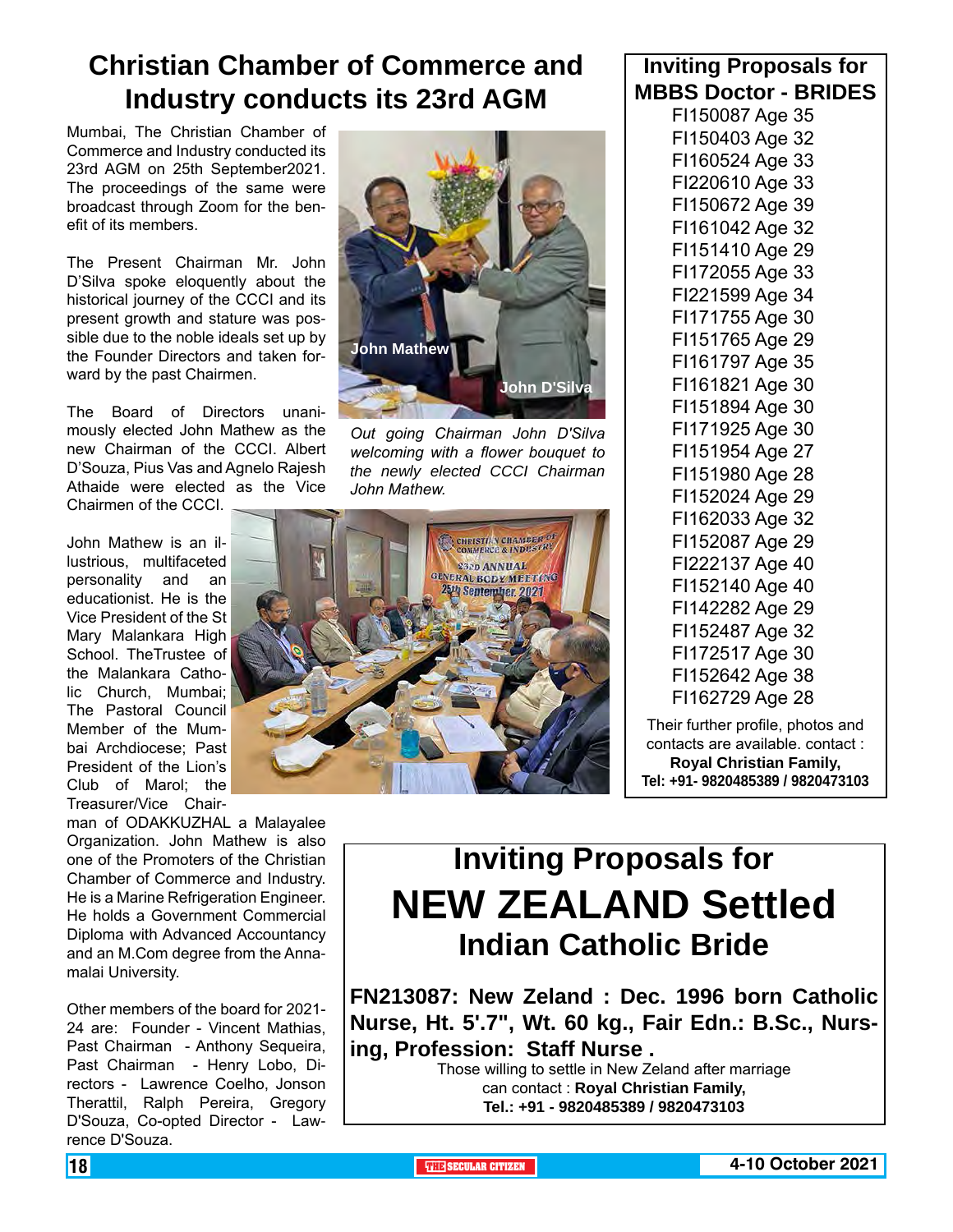# Christian Chamber of Commerce and Industry conducts its 23rd AGM

Mumbai, The Christian Chamber of Commerce and Industry conducted its 23rd AGM on 25th September2021. The proceedings of the same were broadcast through Zoom for the benefit of its members.

The Present Chairman Mr. John D'Silva spoke eloquently about the historical journey of the CCCI and its present growth and stature was possible due to the noble ideals set up by the Founder Directors and taken forward by the past Chairmen.

The Board of Directors unanimously elected John Mathew as the new Chairman of the CCCI. Albert D'Souza, Pius Vas and Agnelo Rajesh Athaide were elected as the Vice Chairmen of the CCCI.

*Out going Chairman John D'Silva welcoming with a flower bouquet to the newly elected CCCI Chairman John Mathew.*

John Mathew is an illustrious, multifaceted personality and an educationist. He is the Vice President of the St Mary Malankara High School. TheTrustee of the Malankara Catholic Church, Mumbai; The Pastoral Council Member of the Mumbai Archdiocese; Past President of the Lion's Club of Marol; the Treasurer/Vice Chairman of ODAKKUZHAL a Malayalee Organization. John Mathew is also one of the Promoters of the Christian Chamber of Commerce and Industry. He is a Marine Refrigeration Engineer. He holds a Government Commercial Diploma with Advanced Accountancy and an M.Com degree from the Annamalai University.

Other members of the board for 2021-24 are: Founder - Vincent Mathias, Past Chairman - Anthony Sequeira, Past Chairman - Henry Lobo, Directors - Lawrence Coelho, Jonson Therattil, Ralph Pereira, Gregory D'Souza, Co-opted Director - Lawrence D'Souza.

## Inviting Proposals for MBBS Doctor - BRIDES

FI150087 Age 35
FI150403 Age 32
FI160524 Age 33
FI220610 Age 33
FI150672 Age 39
FI161042 Age 32
FI151410 Age 29
FI172055 Age 33
FI221599 Age 34
FI171755 Age 30
FI151765 Age 29
FI161797 Age 35
FI161821 Age 30
FI151894 Age 30
FI171925 Age 30
FI151954 Age 27
FI151980 Age 28
FI152024 Age 29
FI162033 Age 32
FI152087 Age 29
FI222137 Age 40
FI152140 Age 40
FI142282 Age 29
FI152487 Age 32
FI172517 Age 30
FI152642 Age 38
FI162729 Age 28

Their further profile, photos and contacts are available. contact :
**Royal Christian Family,**
**Tel: +91- 9820485389 / 9820473103**

## Inviting Proposals for NEW ZEALAND Settled Indian Catholic Bride

**FN213087: New Zeland : Dec. 1996 born Catholic Nurse, Ht. 5'.7", Wt. 60 kg., Fair Edn.: B.Sc., Nursing, Profession: Staff Nurse .**

Those willing to settle in New Zeland after marriage can contact : **Royal Christian Family,**
**Tel.: +91 - 9820485389 / 9820473103**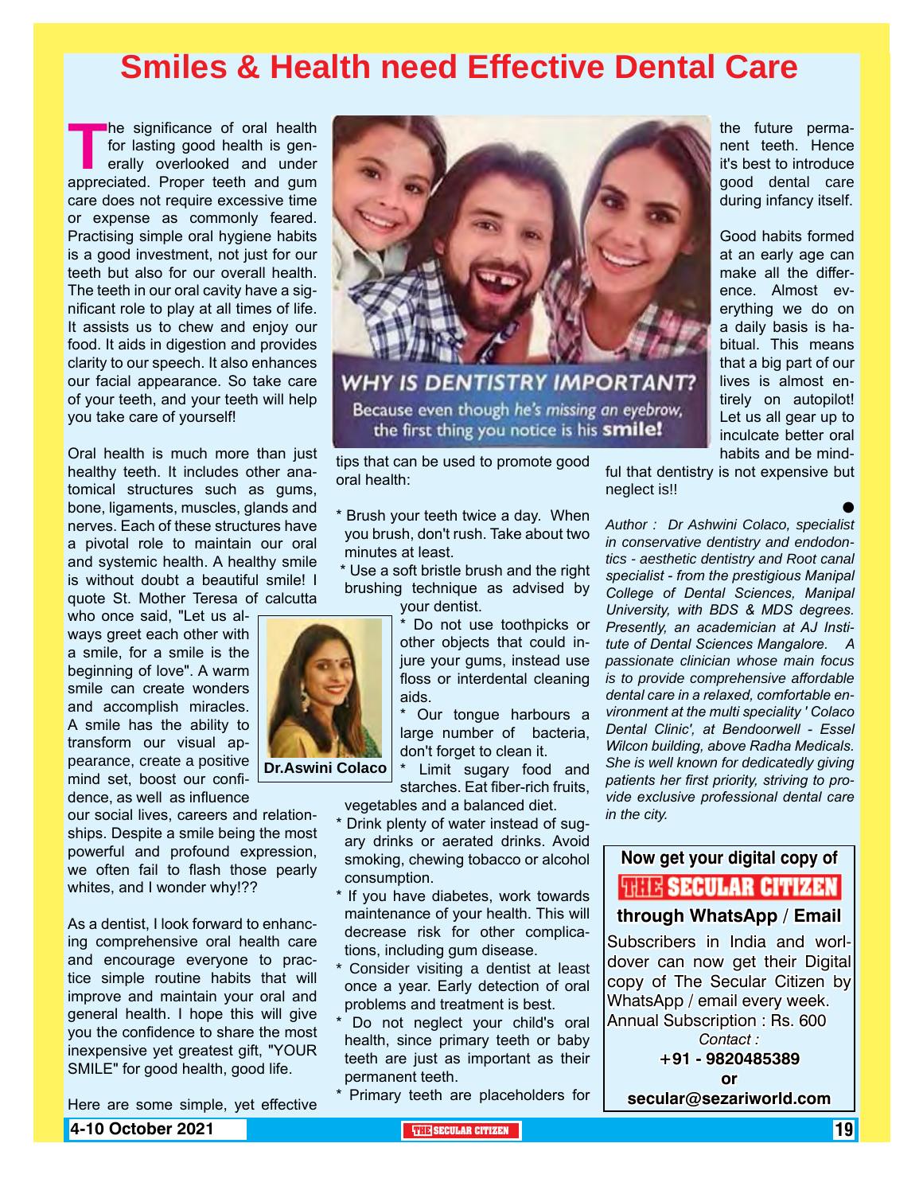# Smiles & Health need Effective Dental Care

The significance of oral health for lasting good health is generally overlooked and under appreciated. Proper teeth and gum care does not require excessive time or expense as commonly feared. Practising simple oral hygiene habits is a good investment, not just for our teeth but also for our overall health. The teeth in our oral cavity have a significant role to play at all times of life. It assists us to chew and enjoy our food. It aids in digestion and provides clarity to our speech. It also enhances our facial appearance. So take care of your teeth, and your teeth will help you take care of yourself!

Oral health is much more than just healthy teeth. It includes other anatomical structures such as gums, bone, ligaments, muscles, glands and nerves. Each of these structures have a pivotal role to maintain our oral and systemic health. A healthy smile is without doubt a beautiful smile! I quote St. Mother Teresa of calcutta who once said, "Let us always greet each other with a smile, for a smile is the beginning of love". A warm smile can create wonders and accomplish miracles. A smile has the ability to transform our visual appearance, create a positive mind set, boost our confidence, as well as influence our social lives, careers and relationships. Despite a smile being the most powerful and profound expression, we often fail to flash those pearly whites, and I wonder why!??

Dr.Aswini Colaco

As a dentist, I look forward to enhancing comprehensive oral health care and encourage everyone to practice simple routine habits that will improve and maintain your oral and general health. I hope this will give you the confidence to share the most inexpensive yet greatest gift, "YOUR SMILE" for good health, good life.

WHY IS DENTISTRY IMPORTANT?
Because even though *he's missing an eyebrow*, the first thing you notice is his **smile!**

Here are some simple, yet effective tips that can be used to promote good oral health:

* Brush your teeth twice a day. When you brush, don't rush. Take about two minutes at least.
* Use a soft bristle brush and the right brushing technique as advised by your dentist.
* Do not use toothpicks or other objects that could injure your gums, instead use floss or interdental cleaning aids.
* Our tongue harbours a large number of bacteria, don't forget to clean it.
* Limit sugary food and starches. Eat fiber-rich fruits, vegetables and a balanced diet.
* Drink plenty of water instead of sugary drinks or aerated drinks. Avoid smoking, chewing tobacco or alcohol consumption.
* If you have diabetes, work towards maintenance of your health. This will decrease risk for other complications, including gum disease.
* Consider visiting a dentist at least once a year. Early detection of oral problems and treatment is best.
* Do not neglect your child's oral health, since primary teeth or baby teeth are just as important as their permanent teeth.
* Primary teeth are placeholders for the future permanent teeth. Hence it's best to introduce good dental care during infancy itself.

Good habits formed at an early age can make all the difference. Almost everything we do on a daily basis is habitual. This means that a big part of our lives is almost entirely on autopilot! Let us all gear up to inculcate better oral habits and be mindful that dentistry is not expensive but neglect is!!

*Author : Dr Ashwini Colaco, specialist in conservative dentistry and endodontics - aesthetic dentistry and Root canal specialist - from the prestigious Manipal College of Dental Sciences, Manipal University, with BDS & MDS degrees. Presently, an academician at AJ Institute of Dental Sciences Mangalore. A passionate clinician whose main focus is to provide comprehensive affordable dental care in a relaxed, comfortable environment at the multi speciality ' Colaco Dental Clinic', at Bendoorwell - Essel Wilcon building, above Radha Medicals. She is well known for dedicatedly giving patients her first priority, striving to provide exclusive professional dental care in the city.*

---

**Now get your digital copy of THE SECULAR CITIZEN through WhatsApp / Email**

Subscribers in India and worldover can now get their Digital copy of The Secular Citizen by WhatsApp / email every week.
Annual Subscription : Rs. 600

*Contact :*
**+91 - 9820485389**
**or**
**secular@sezariworld.com**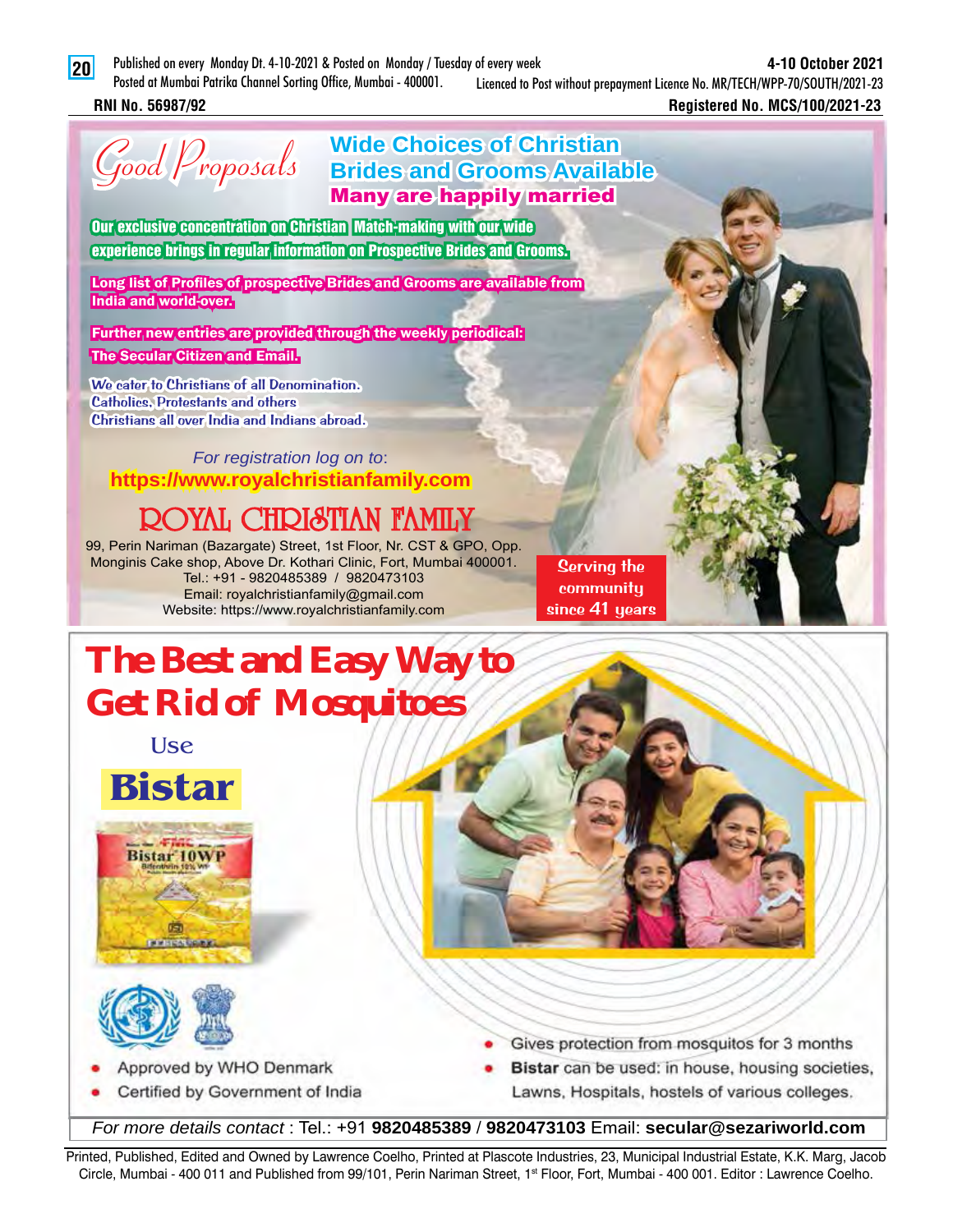Published on every Monday Dt. 4-10-2021 & Posted on Monday / Tuesday of every week

Posted at Mumbai Patrika Channel Sorting Office, Mumbai - 400001.

Licenced to Post without prepayment Licence No. MR/TECH/WPP-70/SOUTH/2021-23

RNI No. 56987/92

Registered No. MCS/100/2021-23

# Good Proposals

## Wide Choices of Christian Brides and Grooms Available

**Many are happily married**

Our exclusive concentration on Christian Match-making with our wide experience brings in regular information on Prospective Brides and Grooms.

Long list of Profiles of prospective Brides and Grooms are available from India and world-over.

Further new entries are provided through the weekly periodical: The Secular Citizen and Email.

We cater to Christians of all Denomination.
Catholics, Protestants and others
Christians all over India and Indians abroad.

*For registration log on to*:
**https://www.royalchristianfamily.com**

## ROYAL CHRISTIAN FAMILY

99, Perin Nariman (Bazargate) Street, 1st Floor, Nr. CST & GPO, Opp. Monginis Cake shop, Above Dr. Kothari Clinic, Fort, Mumbai 400001.
Tel.: +91 - 9820485389 / 9820473103
Email: royalchristianfamily@gmail.com
Website: https://www.royalchristianfamily.com

Serving the community since 41 years

# The Best and Easy Way to Get Rid of Mosquitoes

Use

## Bistar

- Approved by WHO Denmark
- Certified by Government of India
- Gives protection from mosquitos for 3 months
- **Bistar** can be used: in house, housing societies, Lawns, Hospitals, hostels of various colleges.

*For more details contact* : Tel.: +91 **9820485389** / **9820473103** Email: **secular@sezariworld.com**

Printed, Published, Edited and Owned by Lawrence Coelho, Printed at Plascote Industries, 23, Municipal Industrial Estate, K.K. Marg, Jacob Circle, Mumbai - 400 011 and Published from 99/101, Perin Nariman Street, 1st Floor, Fort, Mumbai - 400 001. Editor : Lawrence Coelho.